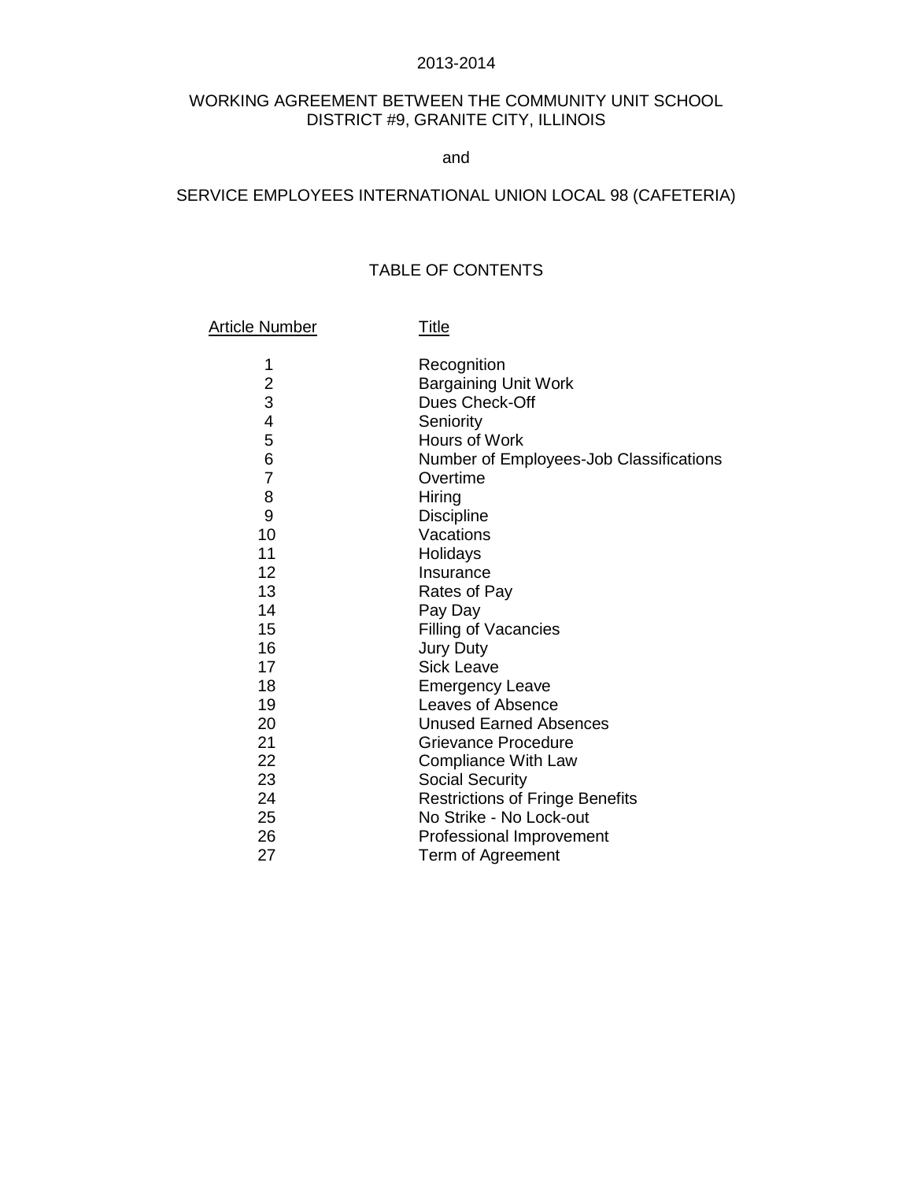2013-2014

# WORKING AGREEMENT BETWEEN THE COMMUNITY UNIT SCHOOL DISTRICT #9, GRANITE CITY, ILLINOIS

and

# SERVICE EMPLOYEES INTERNATIONAL UNION LOCAL 98 (CAFETERIA)

## TABLE OF CONTENTS

| Article Number | Title |
|---|---|
| 1 | Recognition |
| 2 | Bargaining Unit Work |
| 3 | Dues Check-Off |
| 4 | Seniority |
| 5 | Hours of Work |
| 6 | Number of Employees-Job Classifications |
| 7 | Overtime |
| 8 | Hiring |
| 9 | Discipline |
| 10 | Vacations |
| 11 | Holidays |
| 12 | Insurance |
| 13 | Rates of Pay |
| 14 | Pay Day |
| 15 | Filling of Vacancies |
| 16 | Jury Duty |
| 17 | Sick Leave |
| 18 | Emergency Leave |
| 19 | Leaves of Absence |
| 20 | Unused Earned Absences |
| 21 | Grievance Procedure |
| 22 | Compliance With Law |
| 23 | Social Security |
| 24 | Restrictions of Fringe Benefits |
| 25 | No Strike - No Lock-out |
| 26 | Professional Improvement |
| 27 | Term of Agreement |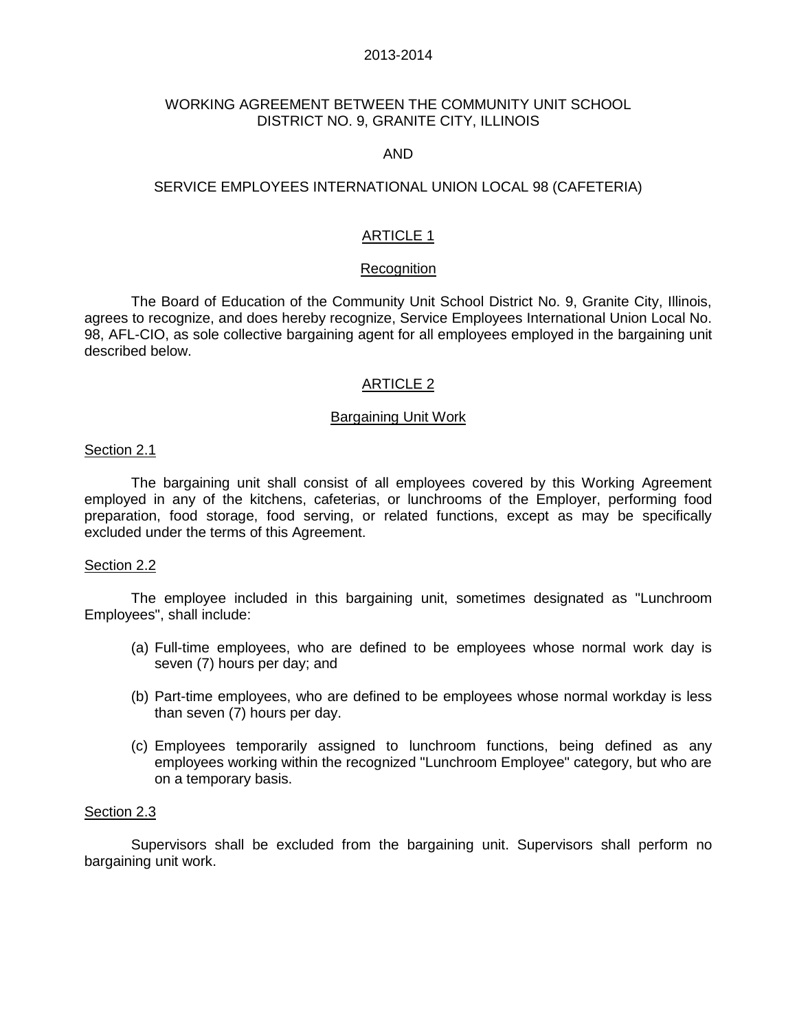2013-2014

# WORKING AGREEMENT BETWEEN THE COMMUNITY UNIT SCHOOL DISTRICT NO. 9, GRANITE CITY, ILLINOIS

AND

SERVICE EMPLOYEES INTERNATIONAL UNION LOCAL 98 (CAFETERIA)

## ARTICLE 1

### Recognition

The Board of Education of the Community Unit School District No. 9, Granite City, Illinois, agrees to recognize, and does hereby recognize, Service Employees International Union Local No. 98, AFL-CIO, as sole collective bargaining agent for all employees employed in the bargaining unit described below.

## ARTICLE 2

### Bargaining Unit Work

#### Section 2.1

The bargaining unit shall consist of all employees covered by this Working Agreement employed in any of the kitchens, cafeterias, or lunchrooms of the Employer, performing food preparation, food storage, food serving, or related functions, except as may be specifically excluded under the terms of this Agreement.

#### Section 2.2

The employee included in this bargaining unit, sometimes designated as "Lunchroom Employees", shall include:

(a) Full-time employees, who are defined to be employees whose normal work day is seven (7) hours per day; and

(b) Part-time employees, who are defined to be employees whose normal workday is less than seven (7) hours per day.

(c) Employees temporarily assigned to lunchroom functions, being defined as any employees working within the recognized "Lunchroom Employee" category, but who are on a temporary basis.

#### Section 2.3

Supervisors shall be excluded from the bargaining unit. Supervisors shall perform no bargaining unit work.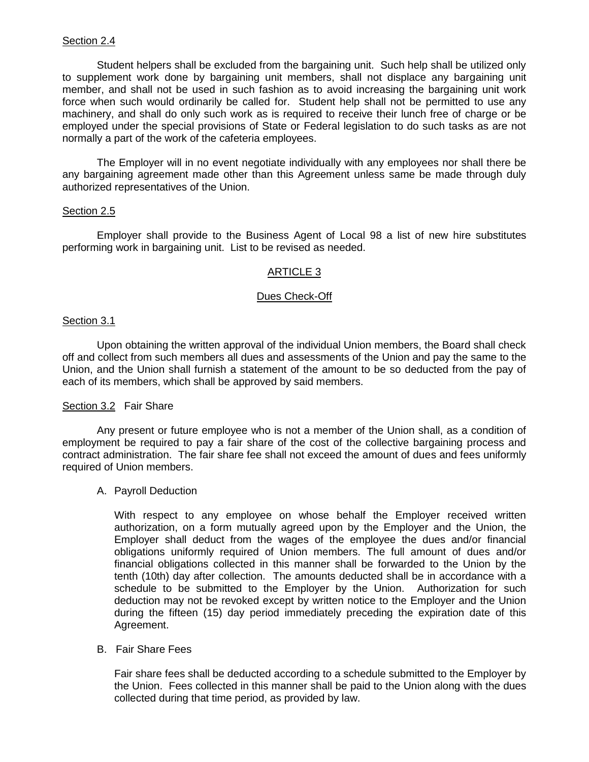Section 2.4

Student helpers shall be excluded from the bargaining unit. Such help shall be utilized only to supplement work done by bargaining unit members, shall not displace any bargaining unit member, and shall not be used in such fashion as to avoid increasing the bargaining unit work force when such would ordinarily be called for. Student help shall not be permitted to use any machinery, and shall do only such work as is required to receive their lunch free of charge or be employed under the special provisions of State or Federal legislation to do such tasks as are not normally a part of the work of the cafeteria employees.

The Employer will in no event negotiate individually with any employees nor shall there be any bargaining agreement made other than this Agreement unless same be made through duly authorized representatives of the Union.

Section 2.5

Employer shall provide to the Business Agent of Local 98 a list of new hire substitutes performing work in bargaining unit. List to be revised as needed.

## ARTICLE 3

### Dues Check-Off

Section 3.1

Upon obtaining the written approval of the individual Union members, the Board shall check off and collect from such members all dues and assessments of the Union and pay the same to the Union, and the Union shall furnish a statement of the amount to be so deducted from the pay of each of its members, which shall be approved by said members.

Section 3.2 Fair Share

Any present or future employee who is not a member of the Union shall, as a condition of employment be required to pay a fair share of the cost of the collective bargaining process and contract administration. The fair share fee shall not exceed the amount of dues and fees uniformly required of Union members.

A. Payroll Deduction

With respect to any employee on whose behalf the Employer received written authorization, on a form mutually agreed upon by the Employer and the Union, the Employer shall deduct from the wages of the employee the dues and/or financial obligations uniformly required of Union members. The full amount of dues and/or financial obligations collected in this manner shall be forwarded to the Union by the tenth (10th) day after collection. The amounts deducted shall be in accordance with a schedule to be submitted to the Employer by the Union. Authorization for such deduction may not be revoked except by written notice to the Employer and the Union during the fifteen (15) day period immediately preceding the expiration date of this Agreement.

B. Fair Share Fees

Fair share fees shall be deducted according to a schedule submitted to the Employer by the Union. Fees collected in this manner shall be paid to the Union along with the dues collected during that time period, as provided by law.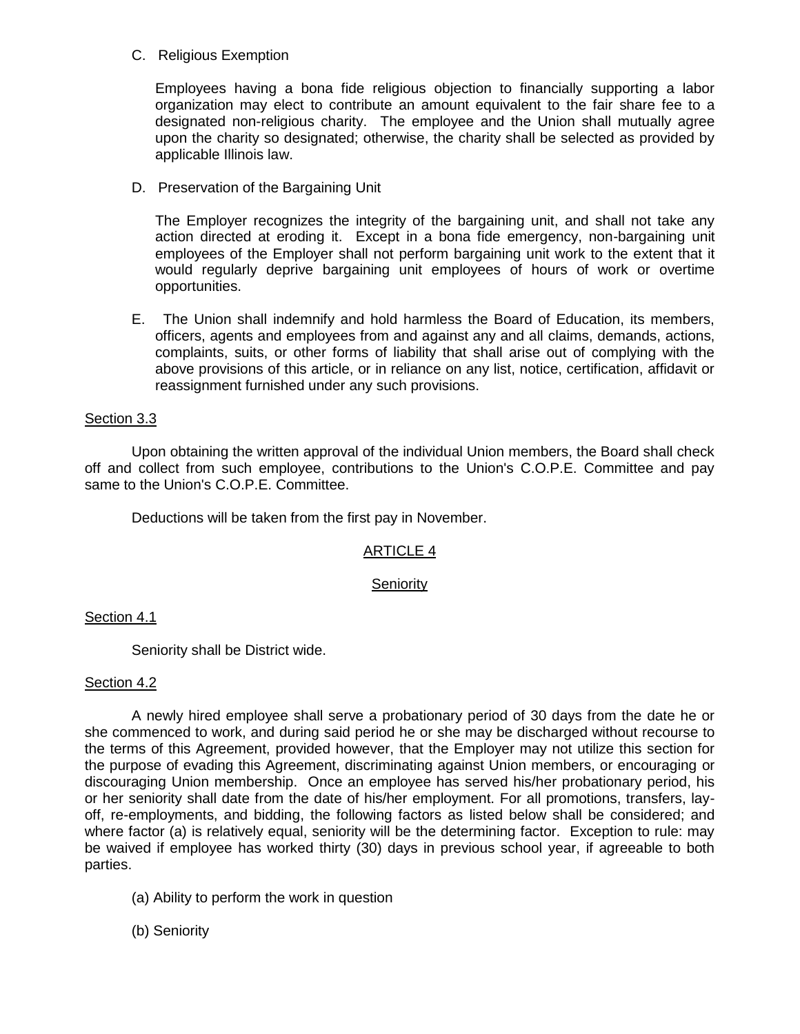C. Religious Exemption

Employees having a bona fide religious objection to financially supporting a labor organization may elect to contribute an amount equivalent to the fair share fee to a designated non-religious charity. The employee and the Union shall mutually agree upon the charity so designated; otherwise, the charity shall be selected as provided by applicable Illinois law.

D. Preservation of the Bargaining Unit

The Employer recognizes the integrity of the bargaining unit, and shall not take any action directed at eroding it. Except in a bona fide emergency, non-bargaining unit employees of the Employer shall not perform bargaining unit work to the extent that it would regularly deprive bargaining unit employees of hours of work or overtime opportunities.

E. The Union shall indemnify and hold harmless the Board of Education, its members, officers, agents and employees from and against any and all claims, demands, actions, complaints, suits, or other forms of liability that shall arise out of complying with the above provisions of this article, or in reliance on any list, notice, certification, affidavit or reassignment furnished under any such provisions.

Section 3.3

Upon obtaining the written approval of the individual Union members, the Board shall check off and collect from such employee, contributions to the Union's C.O.P.E. Committee and pay same to the Union's C.O.P.E. Committee.

Deductions will be taken from the first pay in November.

## ARTICLE 4

## Seniority

Section 4.1

Seniority shall be District wide.

Section 4.2

A newly hired employee shall serve a probationary period of 30 days from the date he or she commenced to work, and during said period he or she may be discharged without recourse to the terms of this Agreement, provided however, that the Employer may not utilize this section for the purpose of evading this Agreement, discriminating against Union members, or encouraging or discouraging Union membership. Once an employee has served his/her probationary period, his or her seniority shall date from the date of his/her employment. For all promotions, transfers, lay-off, re-employments, and bidding, the following factors as listed below shall be considered; and where factor (a) is relatively equal, seniority will be the determining factor. Exception to rule: may be waived if employee has worked thirty (30) days in previous school year, if agreeable to both parties.

(a) Ability to perform the work in question

(b) Seniority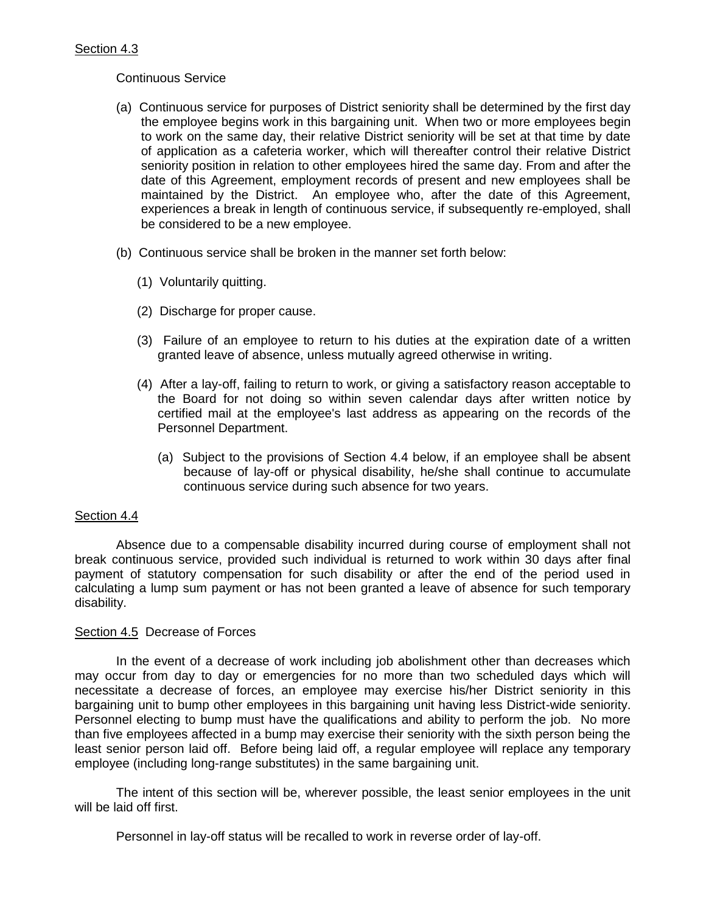Section 4.3

Continuous Service

(a) Continuous service for purposes of District seniority shall be determined by the first day the employee begins work in this bargaining unit. When two or more employees begin to work on the same day, their relative District seniority will be set at that time by date of application as a cafeteria worker, which will thereafter control their relative District seniority position in relation to other employees hired the same day. From and after the date of this Agreement, employment records of present and new employees shall be maintained by the District. An employee who, after the date of this Agreement, experiences a break in length of continuous service, if subsequently re-employed, shall be considered to be a new employee.

(b) Continuous service shall be broken in the manner set forth below:

(1) Voluntarily quitting.

(2) Discharge for proper cause.

(3) Failure of an employee to return to his duties at the expiration date of a written granted leave of absence, unless mutually agreed otherwise in writing.

(4) After a lay-off, failing to return to work, or giving a satisfactory reason acceptable to the Board for not doing so within seven calendar days after written notice by certified mail at the employee's last address as appearing on the records of the Personnel Department.

(a) Subject to the provisions of Section 4.4 below, if an employee shall be absent because of lay-off or physical disability, he/she shall continue to accumulate continuous service during such absence for two years.

Section 4.4

Absence due to a compensable disability incurred during course of employment shall not break continuous service, provided such individual is returned to work within 30 days after final payment of statutory compensation for such disability or after the end of the period used in calculating a lump sum payment or has not been granted a leave of absence for such temporary disability.

Section 4.5 Decrease of Forces

In the event of a decrease of work including job abolishment other than decreases which may occur from day to day or emergencies for no more than two scheduled days which will necessitate a decrease of forces, an employee may exercise his/her District seniority in this bargaining unit to bump other employees in this bargaining unit having less District-wide seniority. Personnel electing to bump must have the qualifications and ability to perform the job. No more than five employees affected in a bump may exercise their seniority with the sixth person being the least senior person laid off. Before being laid off, a regular employee will replace any temporary employee (including long-range substitutes) in the same bargaining unit.

The intent of this section will be, wherever possible, the least senior employees in the unit will be laid off first.

Personnel in lay-off status will be recalled to work in reverse order of lay-off.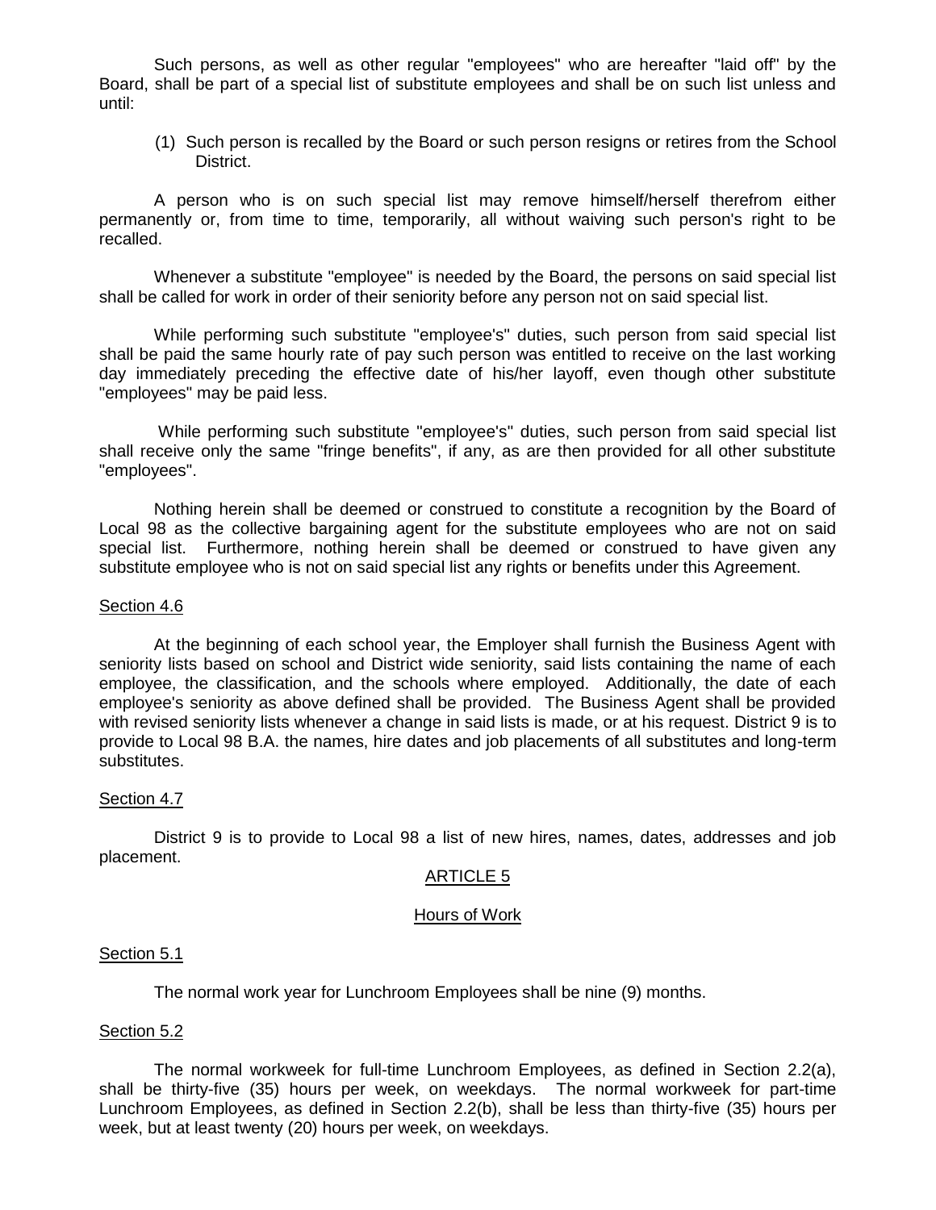Such persons, as well as other regular "employees" who are hereafter "laid off" by the Board, shall be part of a special list of substitute employees and shall be on such list unless and until:

(1) Such person is recalled by the Board or such person resigns or retires from the School District.

A person who is on such special list may remove himself/herself therefrom either permanently or, from time to time, temporarily, all without waiving such person's right to be recalled.

Whenever a substitute "employee" is needed by the Board, the persons on said special list shall be called for work in order of their seniority before any person not on said special list.

While performing such substitute "employee's" duties, such person from said special list shall be paid the same hourly rate of pay such person was entitled to receive on the last working day immediately preceding the effective date of his/her layoff, even though other substitute "employees" may be paid less.

While performing such substitute "employee's" duties, such person from said special list shall receive only the same "fringe benefits", if any, as are then provided for all other substitute "employees".

Nothing herein shall be deemed or construed to constitute a recognition by the Board of Local 98 as the collective bargaining agent for the substitute employees who are not on said special list. Furthermore, nothing herein shall be deemed or construed to have given any substitute employee who is not on said special list any rights or benefits under this Agreement.

Section 4.6

At the beginning of each school year, the Employer shall furnish the Business Agent with seniority lists based on school and District wide seniority, said lists containing the name of each employee, the classification, and the schools where employed. Additionally, the date of each employee's seniority as above defined shall be provided. The Business Agent shall be provided with revised seniority lists whenever a change in said lists is made, or at his request. District 9 is to provide to Local 98 B.A. the names, hire dates and job placements of all substitutes and long-term substitutes.

Section 4.7

District 9 is to provide to Local 98 a list of new hires, names, dates, addresses and job placement.

## ARTICLE 5

## Hours of Work

Section 5.1

The normal work year for Lunchroom Employees shall be nine (9) months.

Section 5.2

The normal workweek for full-time Lunchroom Employees, as defined in Section 2.2(a), shall be thirty-five (35) hours per week, on weekdays. The normal workweek for part-time Lunchroom Employees, as defined in Section 2.2(b), shall be less than thirty-five (35) hours per week, but at least twenty (20) hours per week, on weekdays.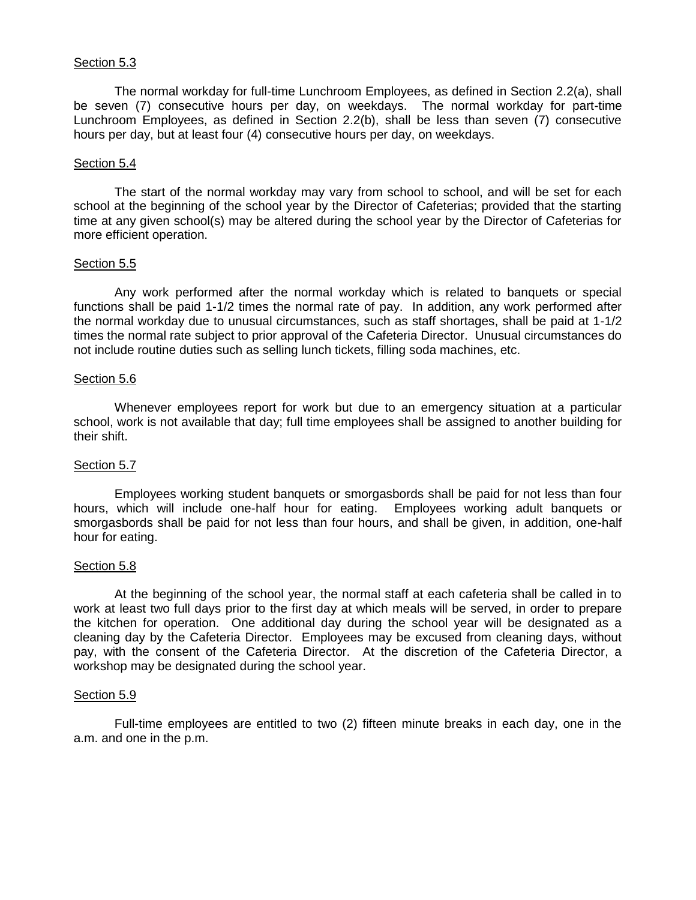<u>Section 5.3</u>

The normal workday for full-time Lunchroom Employees, as defined in Section 2.2(a), shall be seven (7) consecutive hours per day, on weekdays. The normal workday for part-time Lunchroom Employees, as defined in Section 2.2(b), shall be less than seven (7) consecutive hours per day, but at least four (4) consecutive hours per day, on weekdays.

<u>Section 5.4</u>

The start of the normal workday may vary from school to school, and will be set for each school at the beginning of the school year by the Director of Cafeterias; provided that the starting time at any given school(s) may be altered during the school year by the Director of Cafeterias for more efficient operation.

<u>Section 5.5</u>

Any work performed after the normal workday which is related to banquets or special functions shall be paid 1-1/2 times the normal rate of pay. In addition, any work performed after the normal workday due to unusual circumstances, such as staff shortages, shall be paid at 1-1/2 times the normal rate subject to prior approval of the Cafeteria Director. Unusual circumstances do not include routine duties such as selling lunch tickets, filling soda machines, etc.

<u>Section 5.6</u>

Whenever employees report for work but due to an emergency situation at a particular school, work is not available that day; full time employees shall be assigned to another building for their shift.

<u>Section 5.7</u>

Employees working student banquets or smorgasbords shall be paid for not less than four hours, which will include one-half hour for eating. Employees working adult banquets or smorgasbords shall be paid for not less than four hours, and shall be given, in addition, one-half hour for eating.

<u>Section 5.8</u>

At the beginning of the school year, the normal staff at each cafeteria shall be called in to work at least two full days prior to the first day at which meals will be served, in order to prepare the kitchen for operation. One additional day during the school year will be designated as a cleaning day by the Cafeteria Director. Employees may be excused from cleaning days, without pay, with the consent of the Cafeteria Director. At the discretion of the Cafeteria Director, a workshop may be designated during the school year.

<u>Section 5.9</u>

Full-time employees are entitled to two (2) fifteen minute breaks in each day, one in the a.m. and one in the p.m.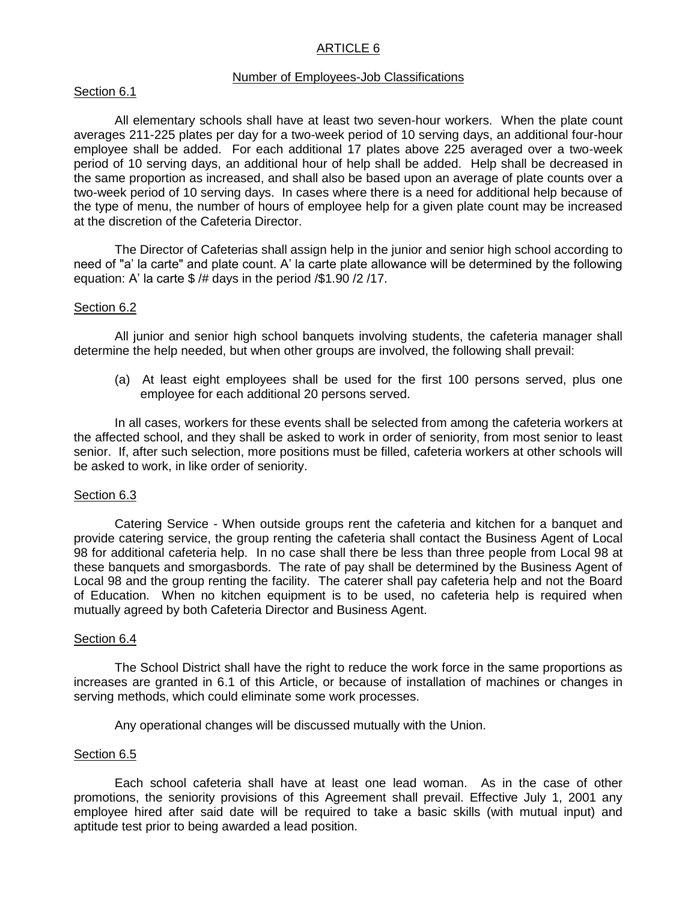# ARTICLE 6

## Number of Employees-Job Classifications

### Section 6.1

All elementary schools shall have at least two seven-hour workers. When the plate count averages 211-225 plates per day for a two-week period of 10 serving days, an additional four-hour employee shall be added. For each additional 17 plates above 225 averaged over a two-week period of 10 serving days, an additional hour of help shall be added. Help shall be decreased in the same proportion as increased, and shall also be based upon an average of plate counts over a two-week period of 10 serving days. In cases where there is a need for additional help because of the type of menu, the number of hours of employee help for a given plate count may be increased at the discretion of the Cafeteria Director.

The Director of Cafeterias shall assign help in the junior and senior high school according to need of "a' la carte" and plate count. A' la carte plate allowance will be determined by the following equation: A' la carte $ /# days in the period /$1.90 /2 /17.

### Section 6.2

All junior and senior high school banquets involving students, the cafeteria manager shall determine the help needed, but when other groups are involved, the following shall prevail:

(a) At least eight employees shall be used for the first 100 persons served, plus one employee for each additional 20 persons served.

In all cases, workers for these events shall be selected from among the cafeteria workers at the affected school, and they shall be asked to work in order of seniority, from most senior to least senior. If, after such selection, more positions must be filled, cafeteria workers at other schools will be asked to work, in like order of seniority.

### Section 6.3

Catering Service - When outside groups rent the cafeteria and kitchen for a banquet and provide catering service, the group renting the cafeteria shall contact the Business Agent of Local 98 for additional cafeteria help. In no case shall there be less than three people from Local 98 at these banquets and smorgasbords. The rate of pay shall be determined by the Business Agent of Local 98 and the group renting the facility. The caterer shall pay cafeteria help and not the Board of Education. When no kitchen equipment is to be used, no cafeteria help is required when mutually agreed by both Cafeteria Director and Business Agent.

### Section 6.4

The School District shall have the right to reduce the work force in the same proportions as increases are granted in 6.1 of this Article, or because of installation of machines or changes in serving methods, which could eliminate some work processes.

Any operational changes will be discussed mutually with the Union.

### Section 6.5

Each school cafeteria shall have at least one lead woman. As in the case of other promotions, the seniority provisions of this Agreement shall prevail. Effective July 1, 2001 any employee hired after said date will be required to take a basic skills (with mutual input) and aptitude test prior to being awarded a lead position.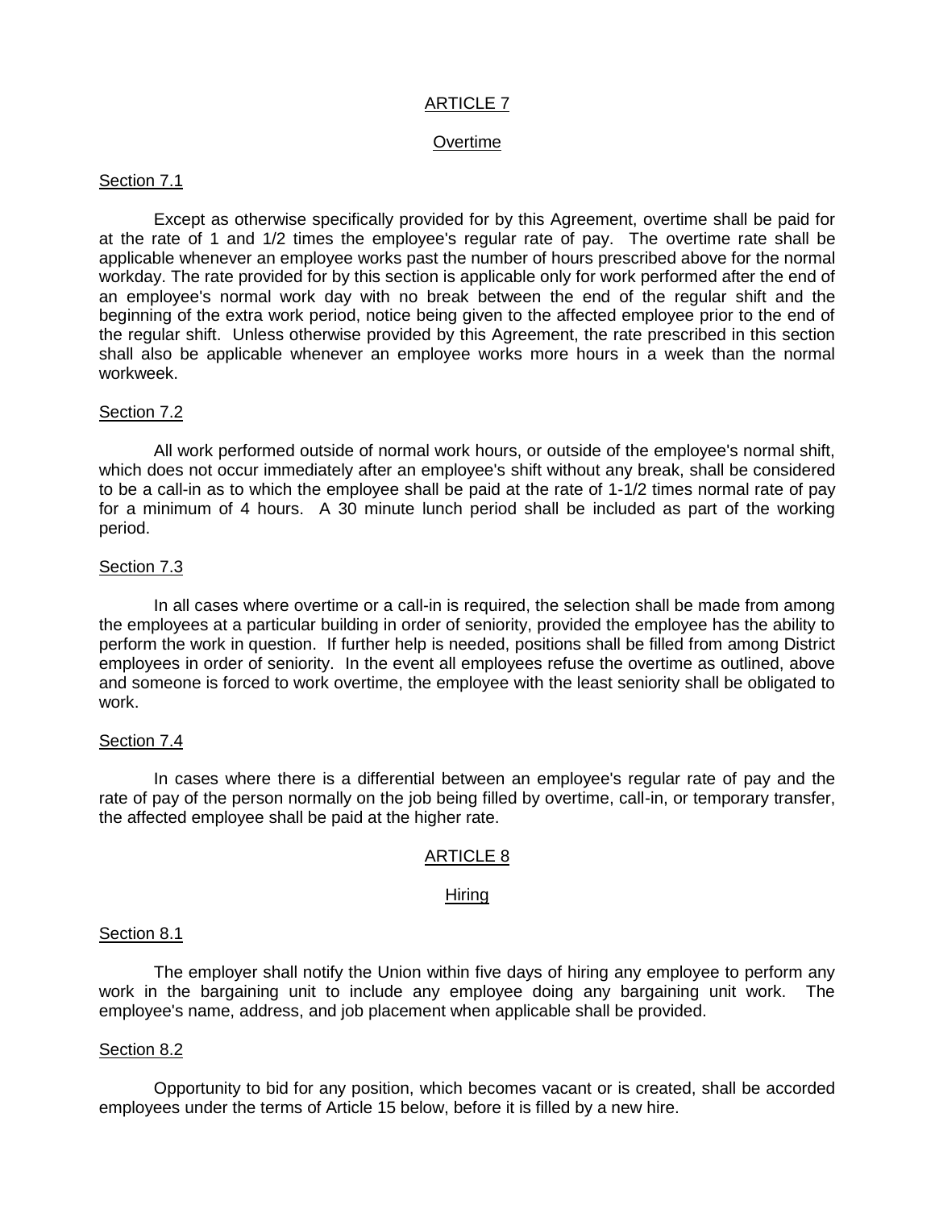## ARTICLE 7

### Overtime

Section 7.1

Except as otherwise specifically provided for by this Agreement, overtime shall be paid for at the rate of 1 and 1/2 times the employee's regular rate of pay. The overtime rate shall be applicable whenever an employee works past the number of hours prescribed above for the normal workday. The rate provided for by this section is applicable only for work performed after the end of an employee's normal work day with no break between the end of the regular shift and the beginning of the extra work period, notice being given to the affected employee prior to the end of the regular shift. Unless otherwise provided by this Agreement, the rate prescribed in this section shall also be applicable whenever an employee works more hours in a week than the normal workweek.

Section 7.2

All work performed outside of normal work hours, or outside of the employee's normal shift, which does not occur immediately after an employee's shift without any break, shall be considered to be a call-in as to which the employee shall be paid at the rate of 1-1/2 times normal rate of pay for a minimum of 4 hours. A 30 minute lunch period shall be included as part of the working period.

Section 7.3

In all cases where overtime or a call-in is required, the selection shall be made from among the employees at a particular building in order of seniority, provided the employee has the ability to perform the work in question. If further help is needed, positions shall be filled from among District employees in order of seniority. In the event all employees refuse the overtime as outlined, above and someone is forced to work overtime, the employee with the least seniority shall be obligated to work.

Section 7.4

In cases where there is a differential between an employee's regular rate of pay and the rate of pay of the person normally on the job being filled by overtime, call-in, or temporary transfer, the affected employee shall be paid at the higher rate.

## ARTICLE 8

### Hiring

Section 8.1

The employer shall notify the Union within five days of hiring any employee to perform any work in the bargaining unit to include any employee doing any bargaining unit work. The employee's name, address, and job placement when applicable shall be provided.

Section 8.2

Opportunity to bid for any position, which becomes vacant or is created, shall be accorded employees under the terms of Article 15 below, before it is filled by a new hire.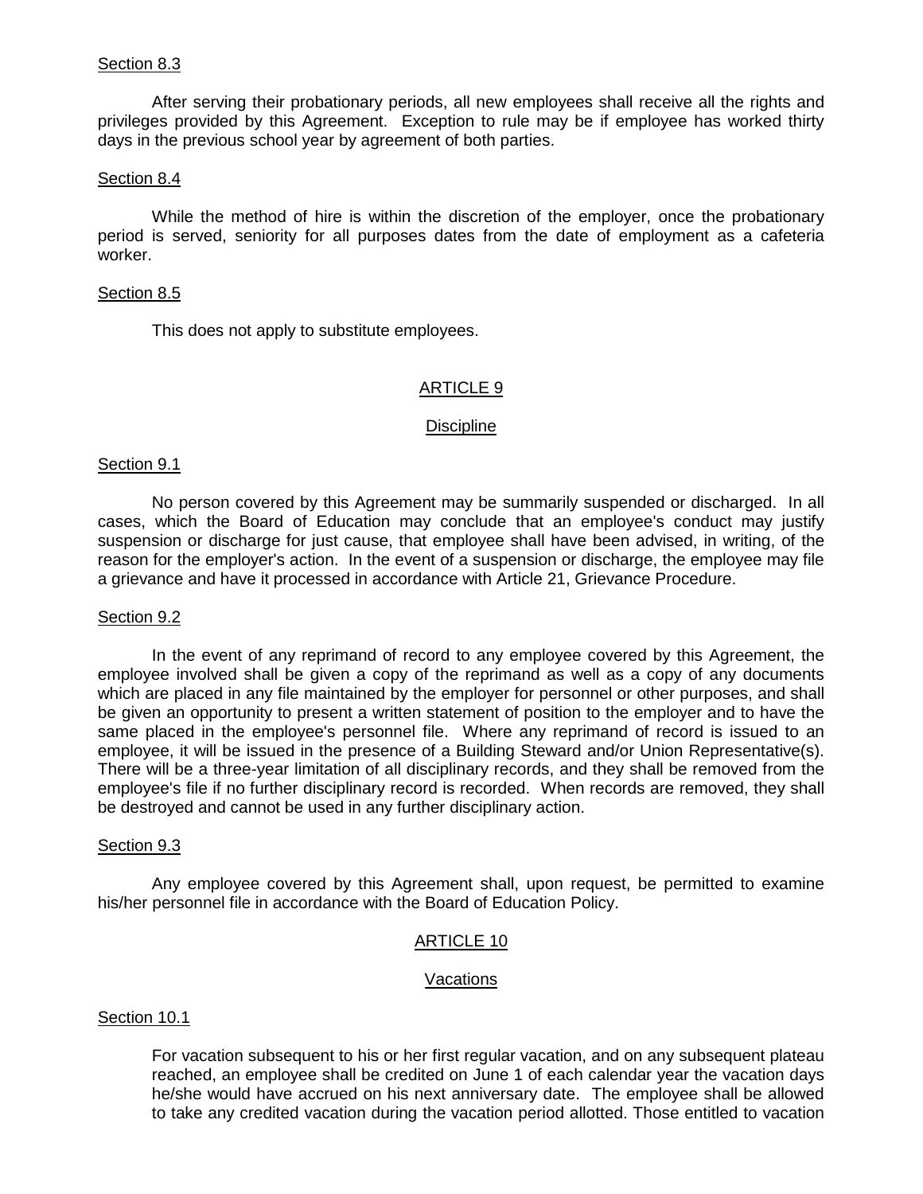Section 8.3

After serving their probationary periods, all new employees shall receive all the rights and privileges provided by this Agreement. Exception to rule may be if employee has worked thirty days in the previous school year by agreement of both parties.

Section 8.4

While the method of hire is within the discretion of the employer, once the probationary period is served, seniority for all purposes dates from the date of employment as a cafeteria worker.

Section 8.5

This does not apply to substitute employees.

## ARTICLE 9

### Discipline

Section 9.1

No person covered by this Agreement may be summarily suspended or discharged. In all cases, which the Board of Education may conclude that an employee's conduct may justify suspension or discharge for just cause, that employee shall have been advised, in writing, of the reason for the employer's action. In the event of a suspension or discharge, the employee may file a grievance and have it processed in accordance with Article 21, Grievance Procedure.

Section 9.2

In the event of any reprimand of record to any employee covered by this Agreement, the employee involved shall be given a copy of the reprimand as well as a copy of any documents which are placed in any file maintained by the employer for personnel or other purposes, and shall be given an opportunity to present a written statement of position to the employer and to have the same placed in the employee's personnel file. Where any reprimand of record is issued to an employee, it will be issued in the presence of a Building Steward and/or Union Representative(s). There will be a three-year limitation of all disciplinary records, and they shall be removed from the employee's file if no further disciplinary record is recorded. When records are removed, they shall be destroyed and cannot be used in any further disciplinary action.

Section 9.3

Any employee covered by this Agreement shall, upon request, be permitted to examine his/her personnel file in accordance with the Board of Education Policy.

## ARTICLE 10

### Vacations

Section 10.1

For vacation subsequent to his or her first regular vacation, and on any subsequent plateau reached, an employee shall be credited on June 1 of each calendar year the vacation days he/she would have accrued on his next anniversary date. The employee shall be allowed to take any credited vacation during the vacation period allotted. Those entitled to vacation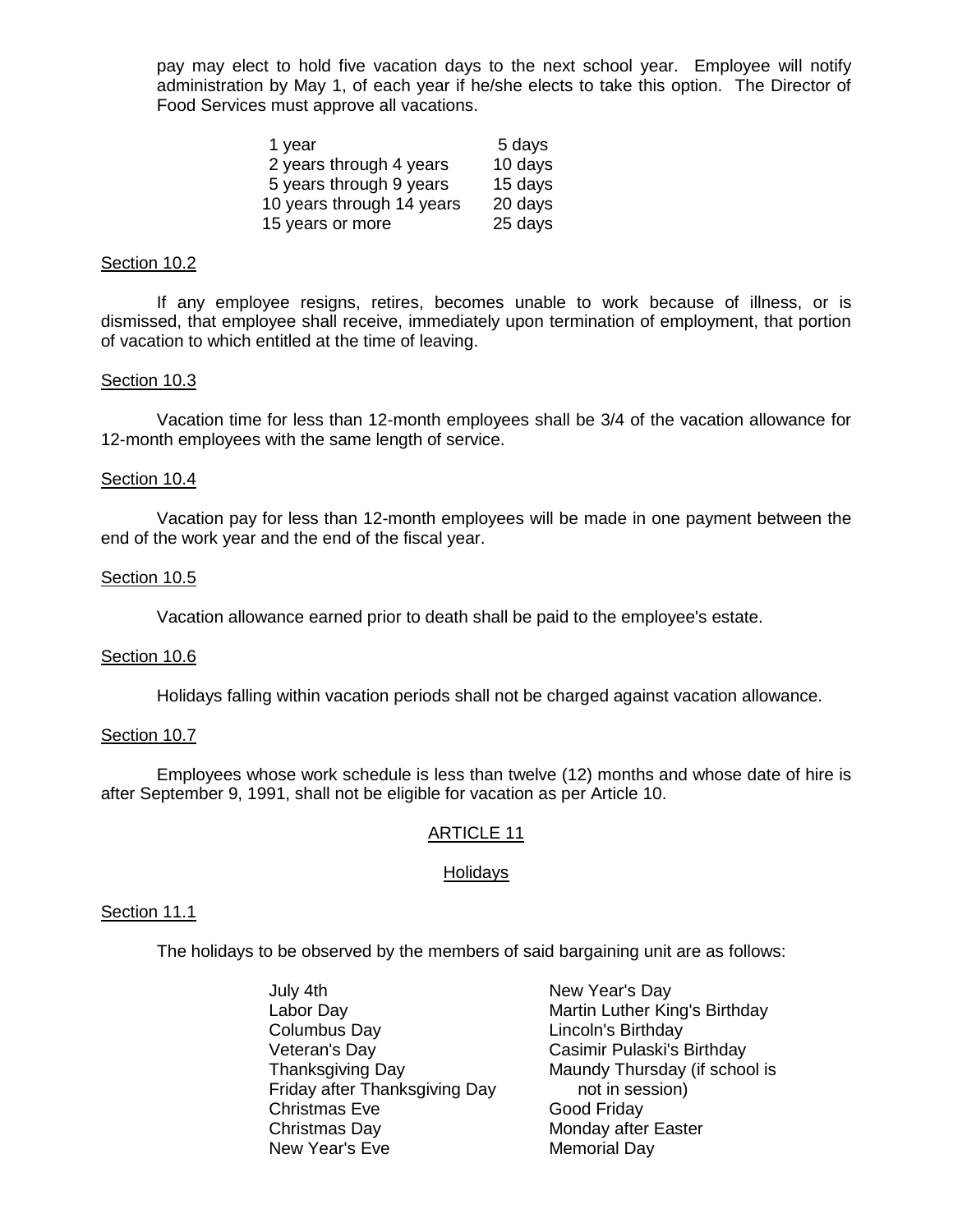pay may elect to hold five vacation days to the next school year. Employee will notify administration by May 1, of each year if he/she elects to take this option. The Director of Food Services must approve all vacations.

| | |
|---|---|
| 1 year | 5 days |
| 2 years through 4 years | 10 days |
| 5 years through 9 years | 15 days |
| 10 years through 14 years | 20 days |
| 15 years or more | 25 days |

Section 10.2

If any employee resigns, retires, becomes unable to work because of illness, or is dismissed, that employee shall receive, immediately upon termination of employment, that portion of vacation to which entitled at the time of leaving.

Section 10.3

Vacation time for less than 12-month employees shall be 3/4 of the vacation allowance for 12-month employees with the same length of service.

Section 10.4

Vacation pay for less than 12-month employees will be made in one payment between the end of the work year and the end of the fiscal year.

Section 10.5

Vacation allowance earned prior to death shall be paid to the employee's estate.

Section 10.6

Holidays falling within vacation periods shall not be charged against vacation allowance.

Section 10.7

Employees whose work schedule is less than twelve (12) months and whose date of hire is after September 9, 1991, shall not be eligible for vacation as per Article 10.

## ARTICLE 11

### Holidays

Section 11.1

The holidays to be observed by the members of said bargaining unit are as follows:

| | |
|---|---|
| July 4th | New Year's Day |
| Labor Day | Martin Luther King's Birthday |
| Columbus Day | Lincoln's Birthday |
| Veteran's Day | Casimir Pulaski's Birthday |
| Thanksgiving Day | Maundy Thursday (if school is not in session) |
| Friday after Thanksgiving Day | Good Friday |
| Christmas Eve | Monday after Easter |
| Christmas Day | Memorial Day |
| New Year's Eve | |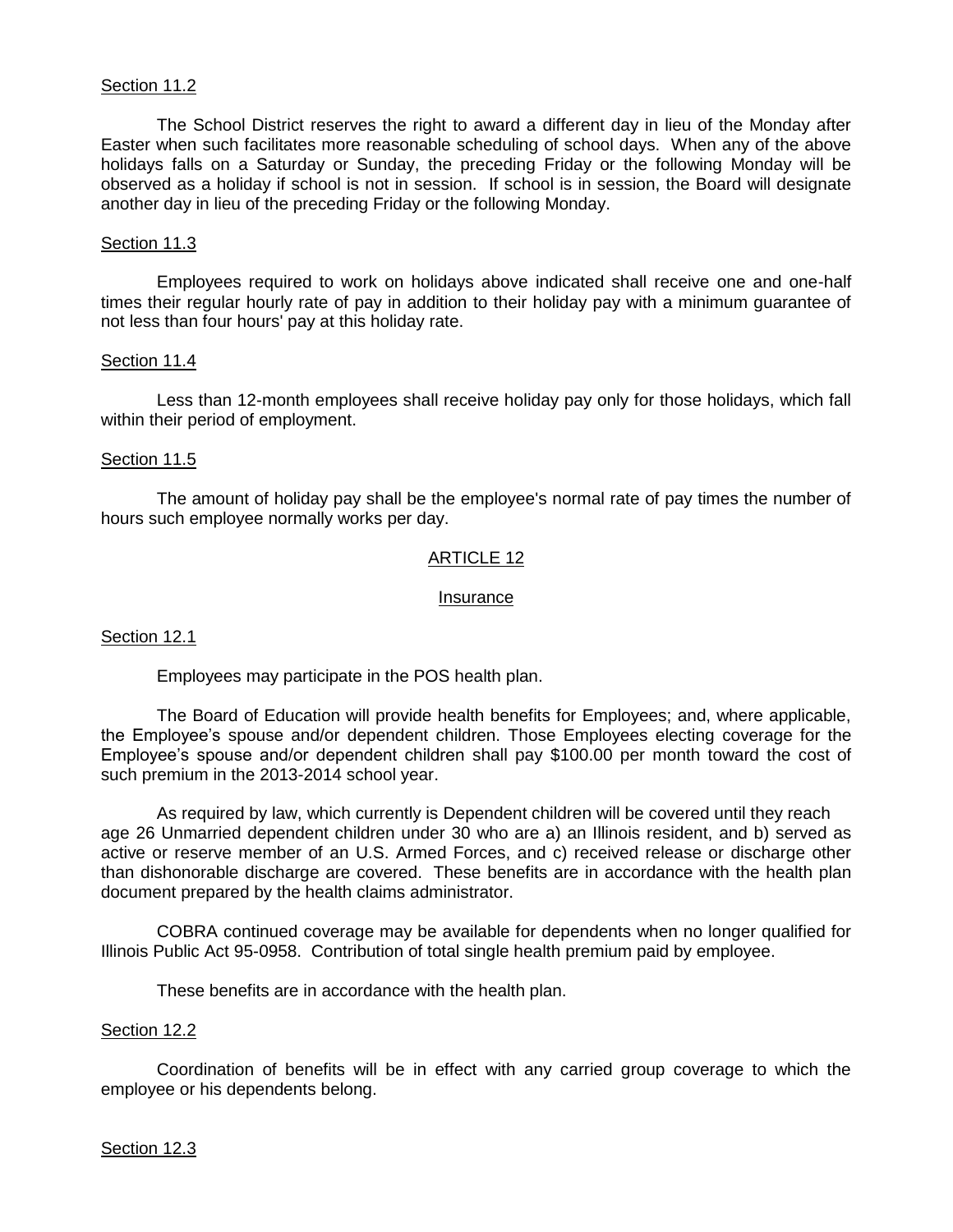Section 11.2

The School District reserves the right to award a different day in lieu of the Monday after Easter when such facilitates more reasonable scheduling of school days. When any of the above holidays falls on a Saturday or Sunday, the preceding Friday or the following Monday will be observed as a holiday if school is not in session. If school is in session, the Board will designate another day in lieu of the preceding Friday or the following Monday.

Section 11.3

Employees required to work on holidays above indicated shall receive one and one-half times their regular hourly rate of pay in addition to their holiday pay with a minimum guarantee of not less than four hours' pay at this holiday rate.

Section 11.4

Less than 12-month employees shall receive holiday pay only for those holidays, which fall within their period of employment.

Section 11.5

The amount of holiday pay shall be the employee's normal rate of pay times the number of hours such employee normally works per day.

## ARTICLE 12

### Insurance

Section 12.1

Employees may participate in the POS health plan.

The Board of Education will provide health benefits for Employees; and, where applicable, the Employee's spouse and/or dependent children. Those Employees electing coverage for the Employee's spouse and/or dependent children shall pay $100.00 per month toward the cost of such premium in the 2013-2014 school year.

As required by law, which currently is Dependent children will be covered until they reach age 26 Unmarried dependent children under 30 who are a) an Illinois resident, and b) served as active or reserve member of an U.S. Armed Forces, and c) received release or discharge other than dishonorable discharge are covered. These benefits are in accordance with the health plan document prepared by the health claims administrator.

COBRA continued coverage may be available for dependents when no longer qualified for Illinois Public Act 95-0958. Contribution of total single health premium paid by employee.

These benefits are in accordance with the health plan.

Section 12.2

Coordination of benefits will be in effect with any carried group coverage to which the employee or his dependents belong.

Section 12.3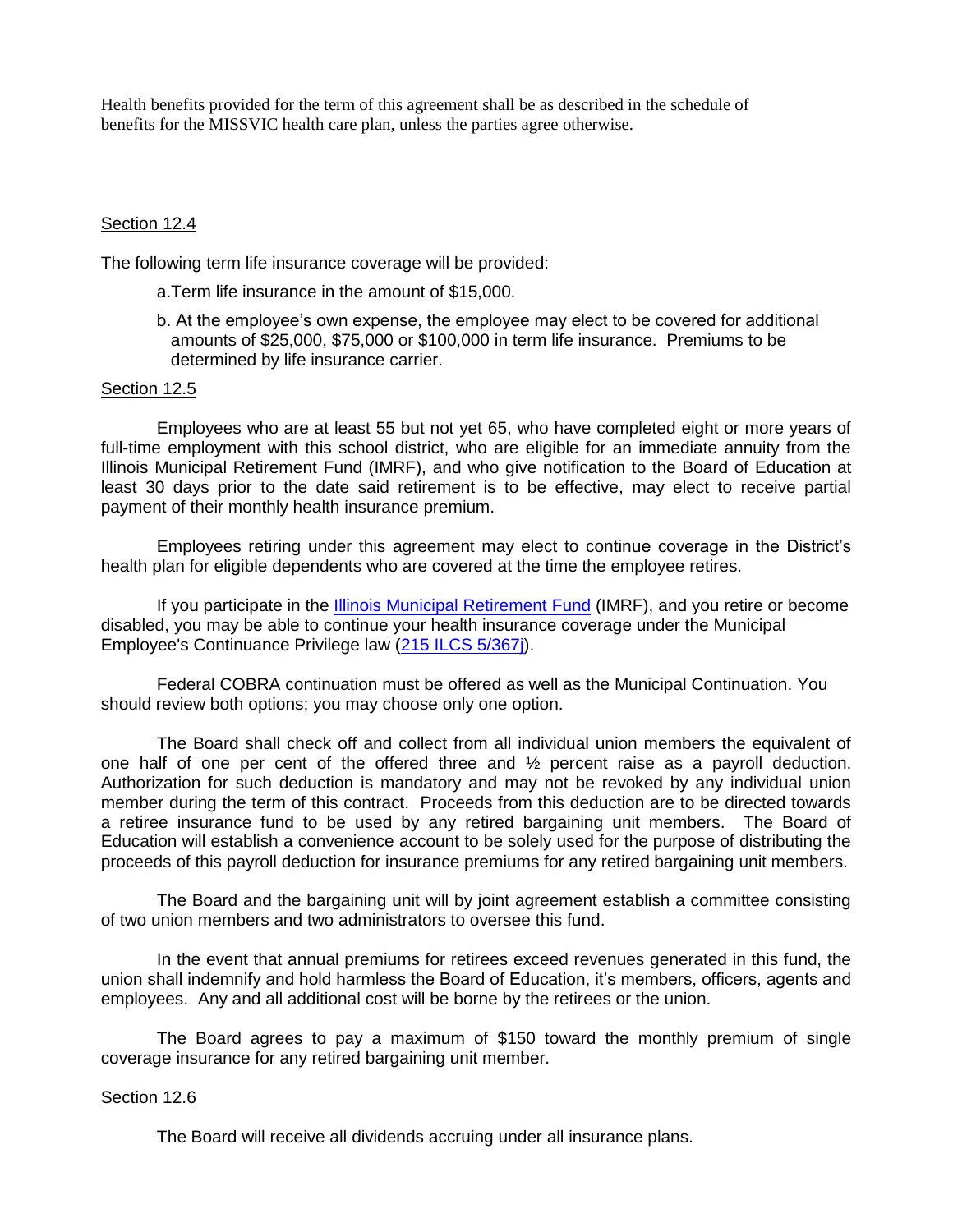Health benefits provided for the term of this agreement shall be as described in the schedule of benefits for the MISSVIC health care plan, unless the parties agree otherwise.

Section 12.4

The following term life insurance coverage will be provided:

a. Term life insurance in the amount of $15,000.

b. At the employee's own expense, the employee may elect to be covered for additional amounts of $25,000, $75,000 or $100,000 in term life insurance. Premiums to be determined by life insurance carrier.

Section 12.5

Employees who are at least 55 but not yet 65, who have completed eight or more years of full-time employment with this school district, who are eligible for an immediate annuity from the Illinois Municipal Retirement Fund (IMRF), and who give notification to the Board of Education at least 30 days prior to the date said retirement is to be effective, may elect to receive partial payment of their monthly health insurance premium.

Employees retiring under this agreement may elect to continue coverage in the District's health plan for eligible dependents who are covered at the time the employee retires.

If you participate in the [Illinois Municipal Retirement Fund] (IMRF), and you retire or become disabled, you may be able to continue your health insurance coverage under the Municipal Employee's Continuance Privilege law ([215 ILCS 5/367j]).

Federal COBRA continuation must be offered as well as the Municipal Continuation. You should review both options; you may choose only one option.

The Board shall check off and collect from all individual union members the equivalent of one half of one per cent of the offered three and ½ percent raise as a payroll deduction. Authorization for such deduction is mandatory and may not be revoked by any individual union member during the term of this contract. Proceeds from this deduction are to be directed towards a retiree insurance fund to be used by any retired bargaining unit members. The Board of Education will establish a convenience account to be solely used for the purpose of distributing the proceeds of this payroll deduction for insurance premiums for any retired bargaining unit members.

The Board and the bargaining unit will by joint agreement establish a committee consisting of two union members and two administrators to oversee this fund.

In the event that annual premiums for retirees exceed revenues generated in this fund, the union shall indemnify and hold harmless the Board of Education, it's members, officers, agents and employees. Any and all additional cost will be borne by the retirees or the union.

The Board agrees to pay a maximum of $150 toward the monthly premium of single coverage insurance for any retired bargaining unit member.

Section 12.6

The Board will receive all dividends accruing under all insurance plans.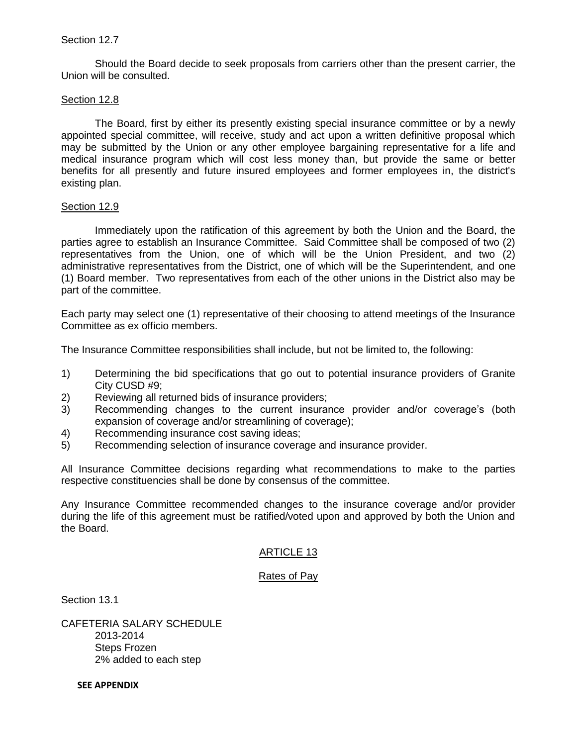Section 12.7

Should the Board decide to seek proposals from carriers other than the present carrier, the Union will be consulted.

Section 12.8

The Board, first by either its presently existing special insurance committee or by a newly appointed special committee, will receive, study and act upon a written definitive proposal which may be submitted by the Union or any other employee bargaining representative for a life and medical insurance program which will cost less money than, but provide the same or better benefits for all presently and future insured employees and former employees in, the district's existing plan.

Section 12.9

Immediately upon the ratification of this agreement by both the Union and the Board, the parties agree to establish an Insurance Committee. Said Committee shall be composed of two (2) representatives from the Union, one of which will be the Union President, and two (2) administrative representatives from the District, one of which will be the Superintendent, and one (1) Board member. Two representatives from each of the other unions in the District also may be part of the committee.

Each party may select one (1) representative of their choosing to attend meetings of the Insurance Committee as ex officio members.

The Insurance Committee responsibilities shall include, but not be limited to, the following:

1) Determining the bid specifications that go out to potential insurance providers of Granite City CUSD #9;
2) Reviewing all returned bids of insurance providers;
3) Recommending changes to the current insurance provider and/or coverage's (both expansion of coverage and/or streamlining of coverage);
4) Recommending insurance cost saving ideas;
5) Recommending selection of insurance coverage and insurance provider.

All Insurance Committee decisions regarding what recommendations to make to the parties respective constituencies shall be done by consensus of the committee.

Any Insurance Committee recommended changes to the insurance coverage and/or provider during the life of this agreement must be ratified/voted upon and approved by both the Union and the Board.

## ARTICLE 13

## Rates of Pay

Section 13.1

CAFETERIA SALARY SCHEDULE
2013-2014
Steps Frozen
2% added to each step

**SEE APPENDIX**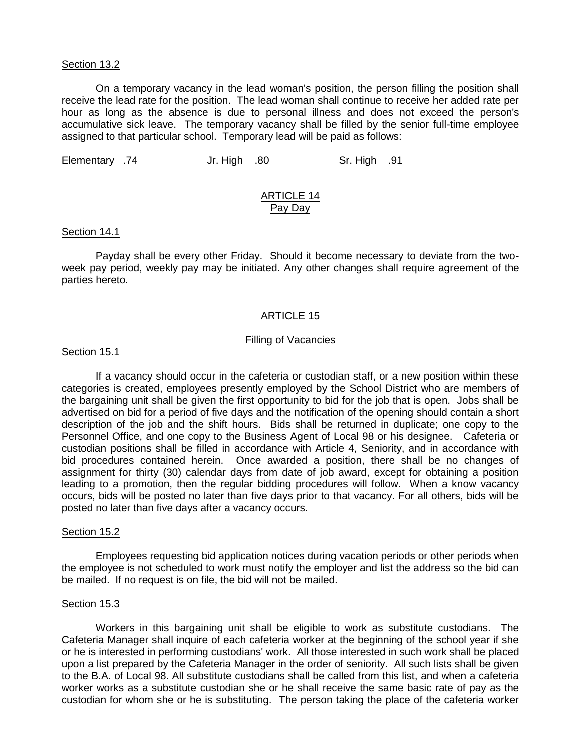Section 13.2

On a temporary vacancy in the lead woman's position, the person filling the position shall receive the lead rate for the position. The lead woman shall continue to receive her added rate per hour as long as the absence is due to personal illness and does not exceed the person's accumulative sick leave. The temporary vacancy shall be filled by the senior full-time employee assigned to that particular school. Temporary lead will be paid as follows:

Elementary .74 Jr. High .80 Sr. High .91

## ARTICLE 14
## Pay Day

Section 14.1

Payday shall be every other Friday. Should it become necessary to deviate from the two-week pay period, weekly pay may be initiated. Any other changes shall require agreement of the parties hereto.

## ARTICLE 15

## Filling of Vacancies

Section 15.1

If a vacancy should occur in the cafeteria or custodian staff, or a new position within these categories is created, employees presently employed by the School District who are members of the bargaining unit shall be given the first opportunity to bid for the job that is open. Jobs shall be advertised on bid for a period of five days and the notification of the opening should contain a short description of the job and the shift hours. Bids shall be returned in duplicate; one copy to the Personnel Office, and one copy to the Business Agent of Local 98 or his designee. Cafeteria or custodian positions shall be filled in accordance with Article 4, Seniority, and in accordance with bid procedures contained herein. Once awarded a position, there shall be no changes of assignment for thirty (30) calendar days from date of job award, except for obtaining a position leading to a promotion, then the regular bidding procedures will follow. When a know vacancy occurs, bids will be posted no later than five days prior to that vacancy. For all others, bids will be posted no later than five days after a vacancy occurs.

Section 15.2

Employees requesting bid application notices during vacation periods or other periods when the employee is not scheduled to work must notify the employer and list the address so the bid can be mailed. If no request is on file, the bid will not be mailed.

Section 15.3

Workers in this bargaining unit shall be eligible to work as substitute custodians. The Cafeteria Manager shall inquire of each cafeteria worker at the beginning of the school year if she or he is interested in performing custodians' work. All those interested in such work shall be placed upon a list prepared by the Cafeteria Manager in the order of seniority. All such lists shall be given to the B.A. of Local 98. All substitute custodians shall be called from this list, and when a cafeteria worker works as a substitute custodian she or he shall receive the same basic rate of pay as the custodian for whom she or he is substituting. The person taking the place of the cafeteria worker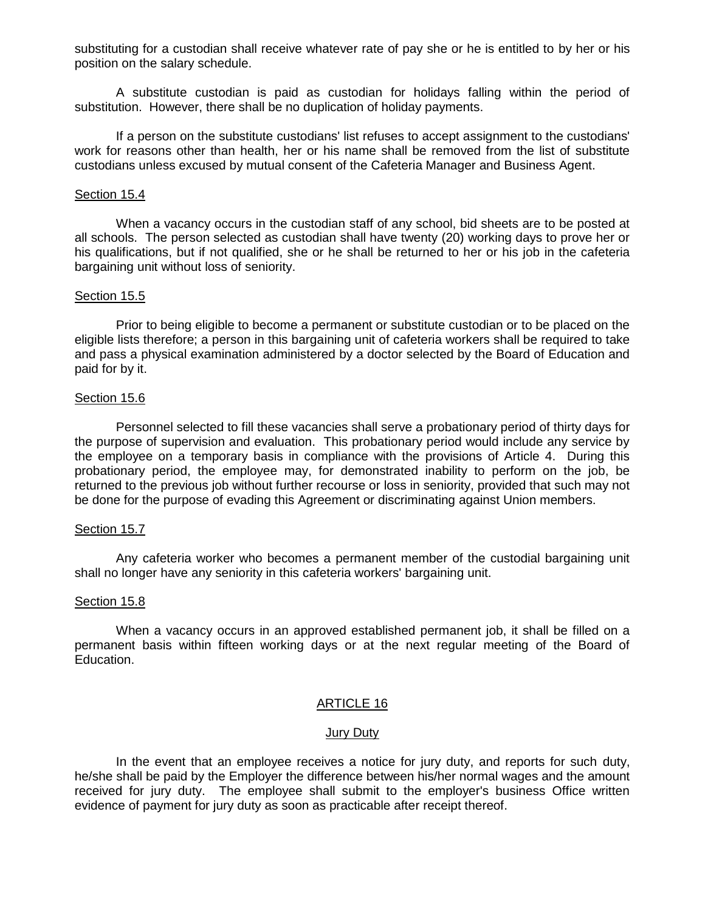substituting for a custodian shall receive whatever rate of pay she or he is entitled to by her or his position on the salary schedule.

A substitute custodian is paid as custodian for holidays falling within the period of substitution. However, there shall be no duplication of holiday payments.

If a person on the substitute custodians' list refuses to accept assignment to the custodians' work for reasons other than health, her or his name shall be removed from the list of substitute custodians unless excused by mutual consent of the Cafeteria Manager and Business Agent.

Section 15.4

When a vacancy occurs in the custodian staff of any school, bid sheets are to be posted at all schools. The person selected as custodian shall have twenty (20) working days to prove her or his qualifications, but if not qualified, she or he shall be returned to her or his job in the cafeteria bargaining unit without loss of seniority.

Section 15.5

Prior to being eligible to become a permanent or substitute custodian or to be placed on the eligible lists therefore; a person in this bargaining unit of cafeteria workers shall be required to take and pass a physical examination administered by a doctor selected by the Board of Education and paid for by it.

Section 15.6

Personnel selected to fill these vacancies shall serve a probationary period of thirty days for the purpose of supervision and evaluation. This probationary period would include any service by the employee on a temporary basis in compliance with the provisions of Article 4. During this probationary period, the employee may, for demonstrated inability to perform on the job, be returned to the previous job without further recourse or loss in seniority, provided that such may not be done for the purpose of evading this Agreement or discriminating against Union members.

Section 15.7

Any cafeteria worker who becomes a permanent member of the custodial bargaining unit shall no longer have any seniority in this cafeteria workers' bargaining unit.

Section 15.8

When a vacancy occurs in an approved established permanent job, it shall be filled on a permanent basis within fifteen working days or at the next regular meeting of the Board of Education.

## ARTICLE 16

### Jury Duty

In the event that an employee receives a notice for jury duty, and reports for such duty, he/she shall be paid by the Employer the difference between his/her normal wages and the amount received for jury duty. The employee shall submit to the employer's business Office written evidence of payment for jury duty as soon as practicable after receipt thereof.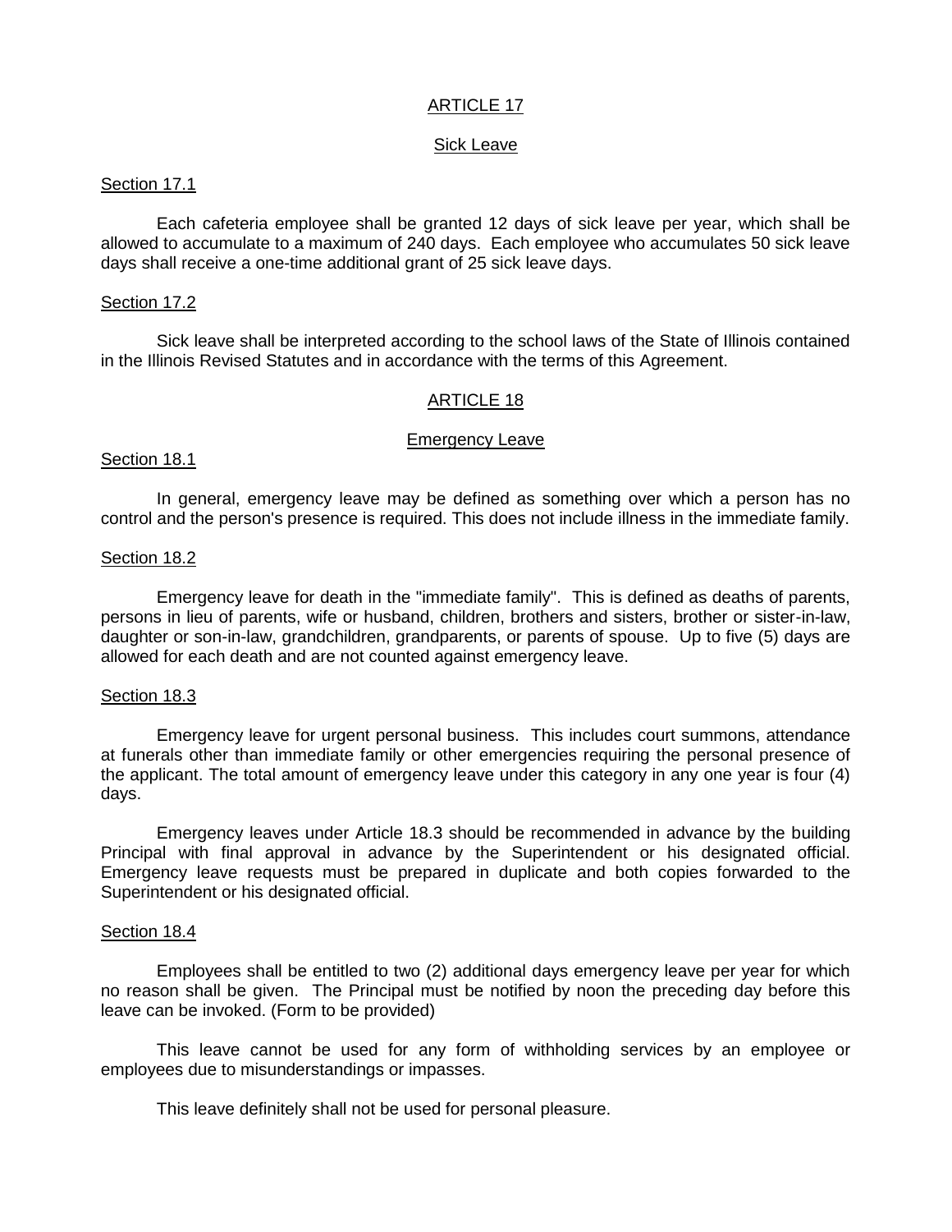## ARTICLE 17

### Sick Leave

#### Section 17.1

Each cafeteria employee shall be granted 12 days of sick leave per year, which shall be allowed to accumulate to a maximum of 240 days. Each employee who accumulates 50 sick leave days shall receive a one-time additional grant of 25 sick leave days.

#### Section 17.2

Sick leave shall be interpreted according to the school laws of the State of Illinois contained in the Illinois Revised Statutes and in accordance with the terms of this Agreement.

## ARTICLE 18

### Emergency Leave

#### Section 18.1

In general, emergency leave may be defined as something over which a person has no control and the person's presence is required. This does not include illness in the immediate family.

#### Section 18.2

Emergency leave for death in the "immediate family". This is defined as deaths of parents, persons in lieu of parents, wife or husband, children, brothers and sisters, brother or sister-in-law, daughter or son-in-law, grandchildren, grandparents, or parents of spouse. Up to five (5) days are allowed for each death and are not counted against emergency leave.

#### Section 18.3

Emergency leave for urgent personal business. This includes court summons, attendance at funerals other than immediate family or other emergencies requiring the personal presence of the applicant. The total amount of emergency leave under this category in any one year is four (4) days.

Emergency leaves under Article 18.3 should be recommended in advance by the building Principal with final approval in advance by the Superintendent or his designated official. Emergency leave requests must be prepared in duplicate and both copies forwarded to the Superintendent or his designated official.

#### Section 18.4

Employees shall be entitled to two (2) additional days emergency leave per year for which no reason shall be given. The Principal must be notified by noon the preceding day before this leave can be invoked. (Form to be provided)

This leave cannot be used for any form of withholding services by an employee or employees due to misunderstandings or impasses.

This leave definitely shall not be used for personal pleasure.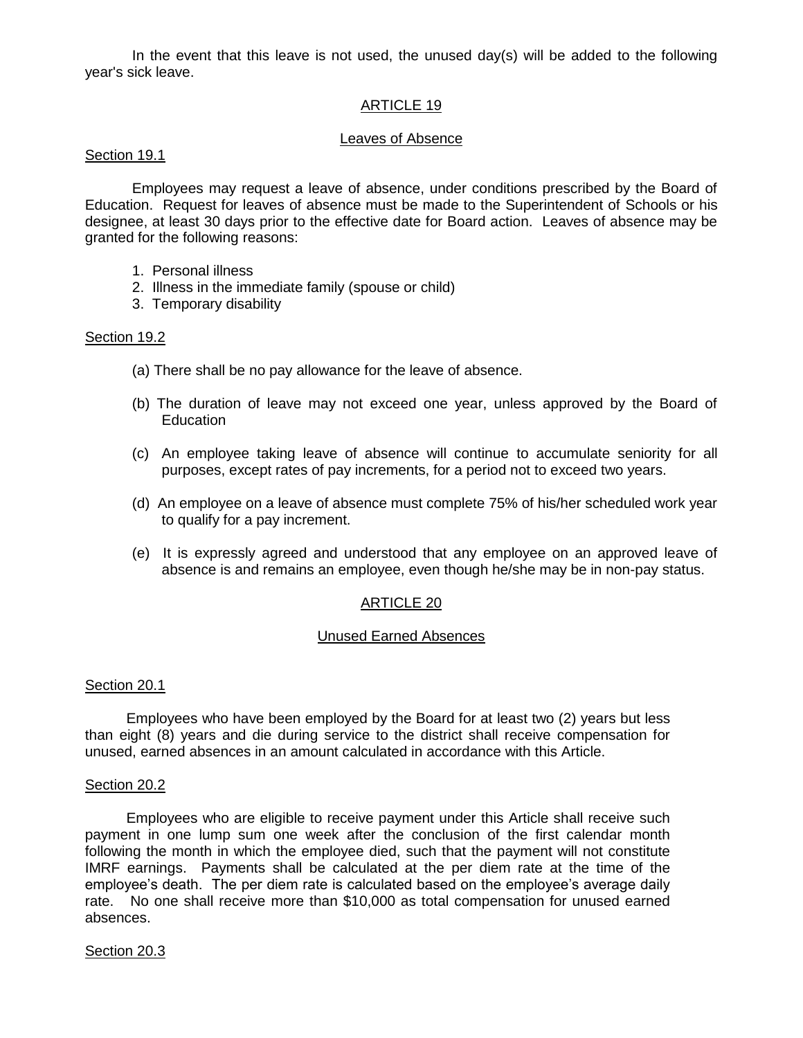In the event that this leave is not used, the unused day(s) will be added to the following year's sick leave.

## ARTICLE 19

### Leaves of Absence

#### Section 19.1

Employees may request a leave of absence, under conditions prescribed by the Board of Education. Request for leaves of absence must be made to the Superintendent of Schools or his designee, at least 30 days prior to the effective date for Board action. Leaves of absence may be granted for the following reasons:

1. Personal illness
2. Illness in the immediate family (spouse or child)
3. Temporary disability

#### Section 19.2

(a) There shall be no pay allowance for the leave of absence.

(b) The duration of leave may not exceed one year, unless approved by the Board of Education

(c) An employee taking leave of absence will continue to accumulate seniority for all purposes, except rates of pay increments, for a period not to exceed two years.

(d) An employee on a leave of absence must complete 75% of his/her scheduled work year to qualify for a pay increment.

(e) It is expressly agreed and understood that any employee on an approved leave of absence is and remains an employee, even though he/she may be in non-pay status.

## ARTICLE 20

### Unused Earned Absences

#### Section 20.1

Employees who have been employed by the Board for at least two (2) years but less than eight (8) years and die during service to the district shall receive compensation for unused, earned absences in an amount calculated in accordance with this Article.

#### Section 20.2

Employees who are eligible to receive payment under this Article shall receive such payment in one lump sum one week after the conclusion of the first calendar month following the month in which the employee died, such that the payment will not constitute IMRF earnings. Payments shall be calculated at the per diem rate at the time of the employee's death. The per diem rate is calculated based on the employee's average daily rate. No one shall receive more than $10,000 as total compensation for unused earned absences.

#### Section 20.3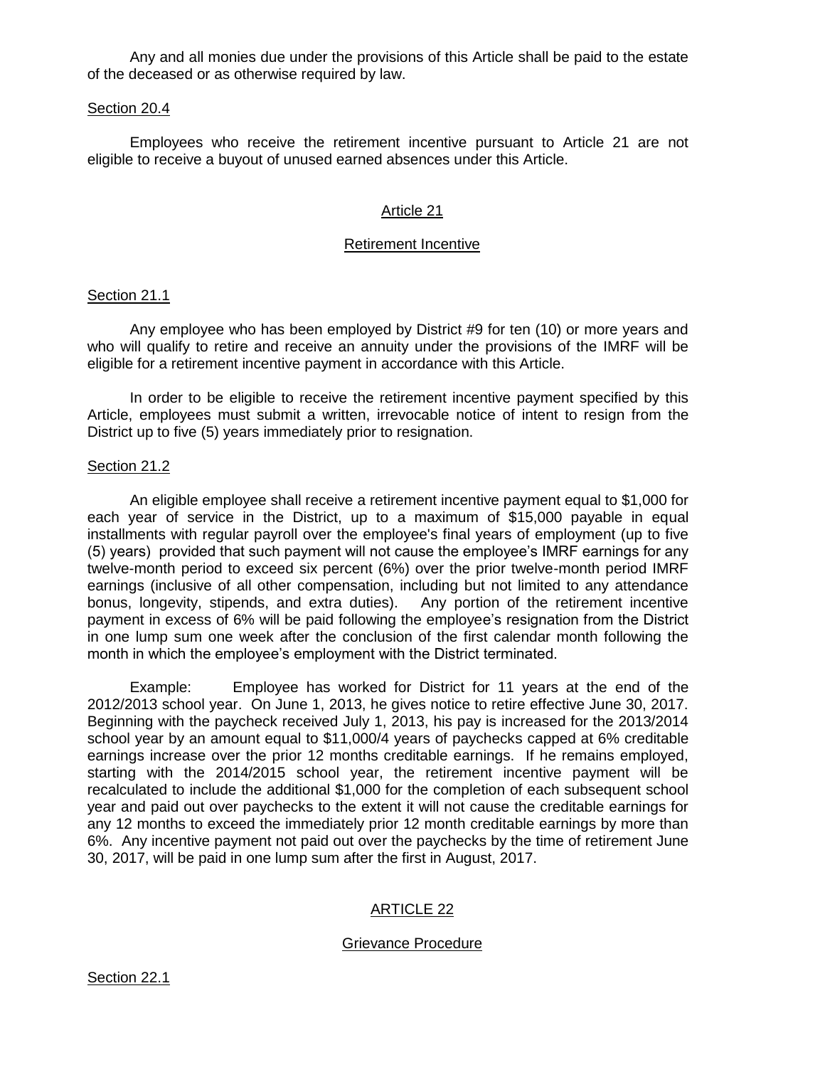Any and all monies due under the provisions of this Article shall be paid to the estate of the deceased or as otherwise required by law.

Section 20.4

Employees who receive the retirement incentive pursuant to Article 21 are not eligible to receive a buyout of unused earned absences under this Article.

## Article 21

## Retirement Incentive

Section 21.1

Any employee who has been employed by District #9 for ten (10) or more years and who will qualify to retire and receive an annuity under the provisions of the IMRF will be eligible for a retirement incentive payment in accordance with this Article.

In order to be eligible to receive the retirement incentive payment specified by this Article, employees must submit a written, irrevocable notice of intent to resign from the District up to five (5) years immediately prior to resignation.

Section 21.2

An eligible employee shall receive a retirement incentive payment equal to $1,000 for each year of service in the District, up to a maximum of $15,000 payable in equal installments with regular payroll over the employee's final years of employment (up to five (5) years) provided that such payment will not cause the employee's IMRF earnings for any twelve-month period to exceed six percent (6%) over the prior twelve-month period IMRF earnings (inclusive of all other compensation, including but not limited to any attendance bonus, longevity, stipends, and extra duties). Any portion of the retirement incentive payment in excess of 6% will be paid following the employee's resignation from the District in one lump sum one week after the conclusion of the first calendar month following the month in which the employee's employment with the District terminated.

Example: Employee has worked for District for 11 years at the end of the 2012/2013 school year. On June 1, 2013, he gives notice to retire effective June 30, 2017. Beginning with the paycheck received July 1, 2013, his pay is increased for the 2013/2014 school year by an amount equal to $11,000/4 years of paychecks capped at 6% creditable earnings increase over the prior 12 months creditable earnings. If he remains employed, starting with the 2014/2015 school year, the retirement incentive payment will be recalculated to include the additional $1,000 for the completion of each subsequent school year and paid out over paychecks to the extent it will not cause the creditable earnings for any 12 months to exceed the immediately prior 12 month creditable earnings by more than 6%. Any incentive payment not paid out over the paychecks by the time of retirement June 30, 2017, will be paid in one lump sum after the first in August, 2017.

## ARTICLE 22

## Grievance Procedure

Section 22.1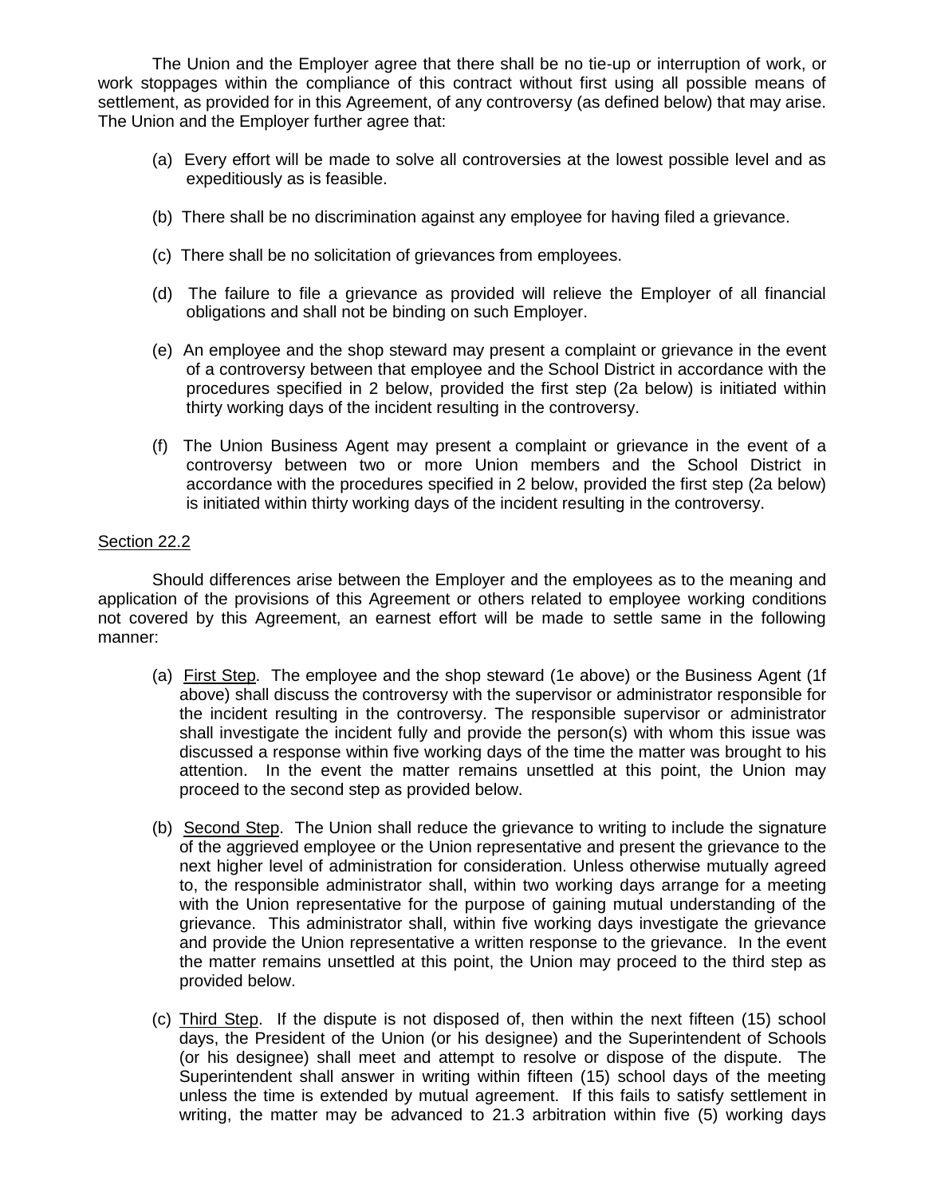The Union and the Employer agree that there shall be no tie-up or interruption of work, or work stoppages within the compliance of this contract without first using all possible means of settlement, as provided for in this Agreement, of any controversy (as defined below) that may arise. The Union and the Employer further agree that:

(a) Every effort will be made to solve all controversies at the lowest possible level and as expeditiously as is feasible.

(b) There shall be no discrimination against any employee for having filed a grievance.

(c) There shall be no solicitation of grievances from employees.

(d) The failure to file a grievance as provided will relieve the Employer of all financial obligations and shall not be binding on such Employer.

(e) An employee and the shop steward may present a complaint or grievance in the event of a controversy between that employee and the School District in accordance with the procedures specified in 2 below, provided the first step (2a below) is initiated within thirty working days of the incident resulting in the controversy.

(f) The Union Business Agent may present a complaint or grievance in the event of a controversy between two or more Union members and the School District in accordance with the procedures specified in 2 below, provided the first step (2a below) is initiated within thirty working days of the incident resulting in the controversy.

Section 22.2

Should differences arise between the Employer and the employees as to the meaning and application of the provisions of this Agreement or others related to employee working conditions not covered by this Agreement, an earnest effort will be made to settle same in the following manner:

(a) First Step. The employee and the shop steward (1e above) or the Business Agent (1f above) shall discuss the controversy with the supervisor or administrator responsible for the incident resulting in the controversy. The responsible supervisor or administrator shall investigate the incident fully and provide the person(s) with whom this issue was discussed a response within five working days of the time the matter was brought to his attention. In the event the matter remains unsettled at this point, the Union may proceed to the second step as provided below.

(b) Second Step. The Union shall reduce the grievance to writing to include the signature of the aggrieved employee or the Union representative and present the grievance to the next higher level of administration for consideration. Unless otherwise mutually agreed to, the responsible administrator shall, within two working days arrange for a meeting with the Union representative for the purpose of gaining mutual understanding of the grievance. This administrator shall, within five working days investigate the grievance and provide the Union representative a written response to the grievance. In the event the matter remains unsettled at this point, the Union may proceed to the third step as provided below.

(c) Third Step. If the dispute is not disposed of, then within the next fifteen (15) school days, the President of the Union (or his designee) and the Superintendent of Schools (or his designee) shall meet and attempt to resolve or dispose of the dispute. The Superintendent shall answer in writing within fifteen (15) school days of the meeting unless the time is extended by mutual agreement. If this fails to satisfy settlement in writing, the matter may be advanced to 21.3 arbitration within five (5) working days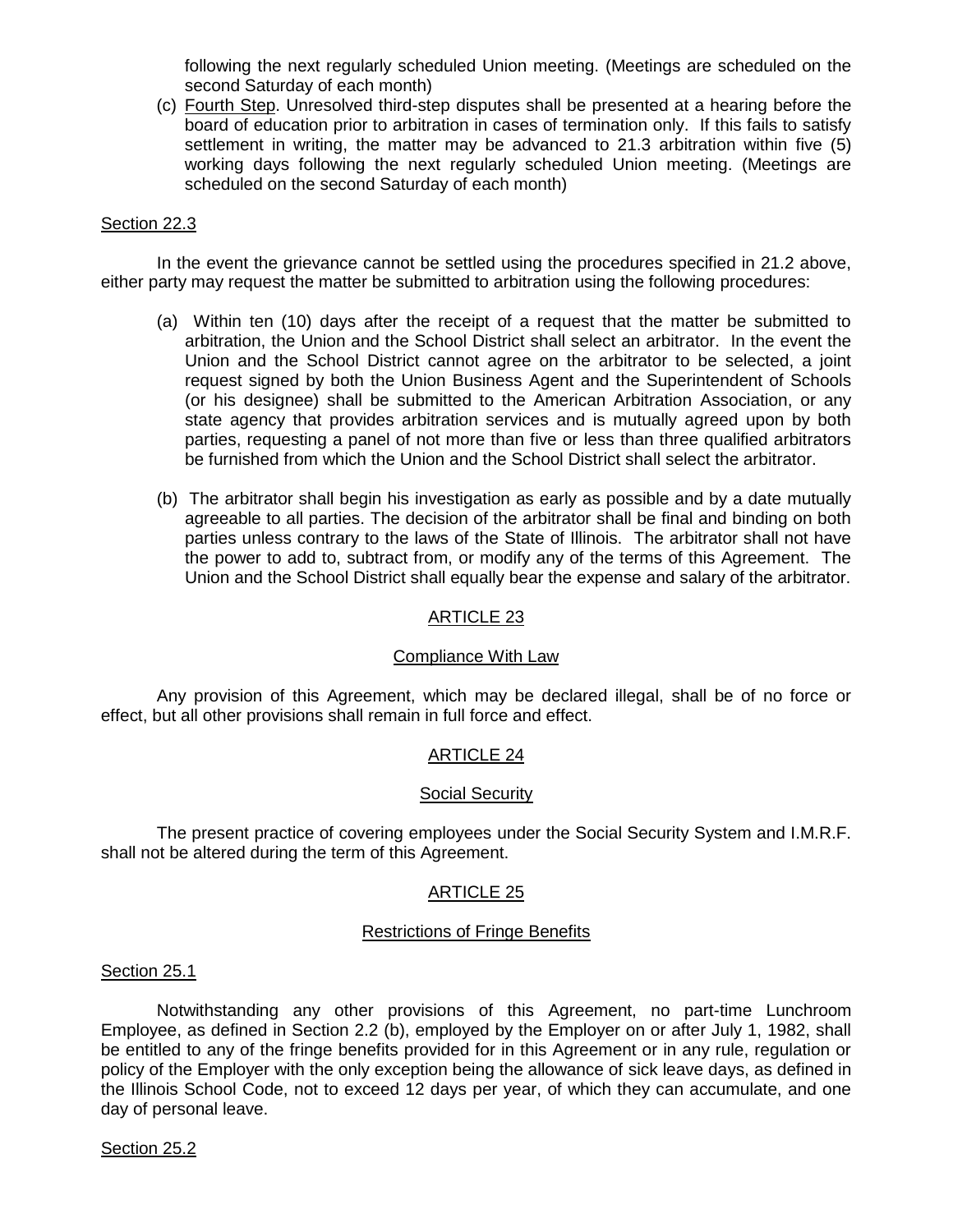following the next regularly scheduled Union meeting. (Meetings are scheduled on the second Saturday of each month)

(c) Fourth Step. Unresolved third-step disputes shall be presented at a hearing before the board of education prior to arbitration in cases of termination only. If this fails to satisfy settlement in writing, the matter may be advanced to 21.3 arbitration within five (5) working days following the next regularly scheduled Union meeting. (Meetings are scheduled on the second Saturday of each month)

Section 22.3

In the event the grievance cannot be settled using the procedures specified in 21.2 above, either party may request the matter be submitted to arbitration using the following procedures:

(a) Within ten (10) days after the receipt of a request that the matter be submitted to arbitration, the Union and the School District shall select an arbitrator. In the event the Union and the School District cannot agree on the arbitrator to be selected, a joint request signed by both the Union Business Agent and the Superintendent of Schools (or his designee) shall be submitted to the American Arbitration Association, or any state agency that provides arbitration services and is mutually agreed upon by both parties, requesting a panel of not more than five or less than three qualified arbitrators be furnished from which the Union and the School District shall select the arbitrator.

(b) The arbitrator shall begin his investigation as early as possible and by a date mutually agreeable to all parties. The decision of the arbitrator shall be final and binding on both parties unless contrary to the laws of the State of Illinois. The arbitrator shall not have the power to add to, subtract from, or modify any of the terms of this Agreement. The Union and the School District shall equally bear the expense and salary of the arbitrator.

## ARTICLE 23

### Compliance With Law

Any provision of this Agreement, which may be declared illegal, shall be of no force or effect, but all other provisions shall remain in full force and effect.

## ARTICLE 24

### Social Security

The present practice of covering employees under the Social Security System and I.M.R.F. shall not be altered during the term of this Agreement.

## ARTICLE 25

### Restrictions of Fringe Benefits

Section 25.1

Notwithstanding any other provisions of this Agreement, no part-time Lunchroom Employee, as defined in Section 2.2 (b), employed by the Employer on or after July 1, 1982, shall be entitled to any of the fringe benefits provided for in this Agreement or in any rule, regulation or policy of the Employer with the only exception being the allowance of sick leave days, as defined in the Illinois School Code, not to exceed 12 days per year, of which they can accumulate, and one day of personal leave.

Section 25.2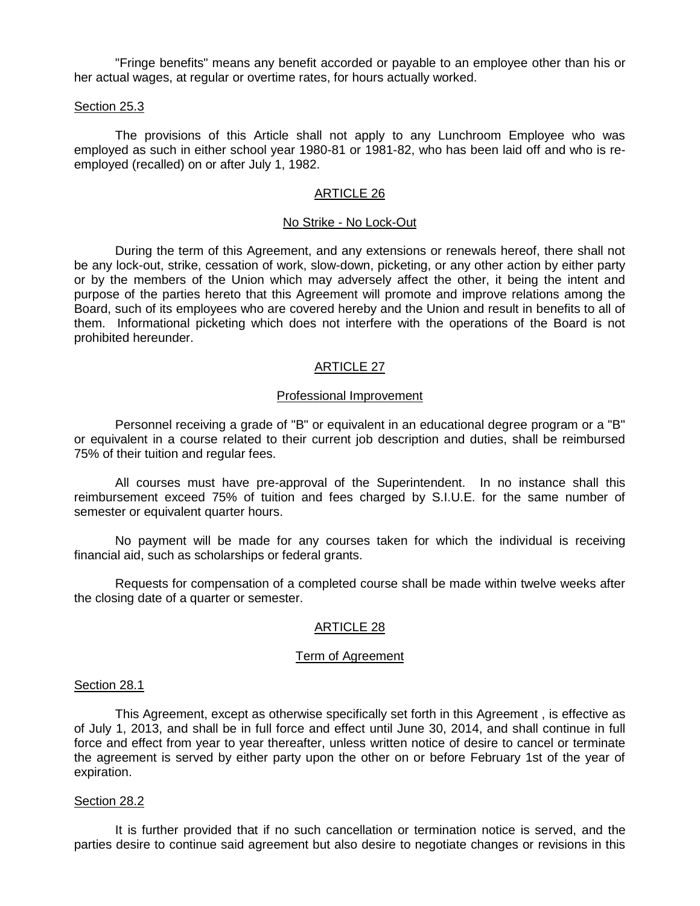"Fringe benefits" means any benefit accorded or payable to an employee other than his or her actual wages, at regular or overtime rates, for hours actually worked.

Section 25.3

The provisions of this Article shall not apply to any Lunchroom Employee who was employed as such in either school year 1980-81 or 1981-82, who has been laid off and who is re-employed (recalled) on or after July 1, 1982.

## ARTICLE 26

### No Strike - No Lock-Out

During the term of this Agreement, and any extensions or renewals hereof, there shall not be any lock-out, strike, cessation of work, slow-down, picketing, or any other action by either party or by the members of the Union which may adversely affect the other, it being the intent and purpose of the parties hereto that this Agreement will promote and improve relations among the Board, such of its employees who are covered hereby and the Union and result in benefits to all of them. Informational picketing which does not interfere with the operations of the Board is not prohibited hereunder.

## ARTICLE 27

### Professional Improvement

Personnel receiving a grade of "B" or equivalent in an educational degree program or a "B" or equivalent in a course related to their current job description and duties, shall be reimbursed 75% of their tuition and regular fees.

All courses must have pre-approval of the Superintendent. In no instance shall this reimbursement exceed 75% of tuition and fees charged by S.I.U.E. for the same number of semester or equivalent quarter hours.

No payment will be made for any courses taken for which the individual is receiving financial aid, such as scholarships or federal grants.

Requests for compensation of a completed course shall be made within twelve weeks after the closing date of a quarter or semester.

## ARTICLE 28

### Term of Agreement

Section 28.1

This Agreement, except as otherwise specifically set forth in this Agreement , is effective as of July 1, 2013, and shall be in full force and effect until June 30, 2014, and shall continue in full force and effect from year to year thereafter, unless written notice of desire to cancel or terminate the agreement is served by either party upon the other on or before February 1st of the year of expiration.

Section 28.2

It is further provided that if no such cancellation or termination notice is served, and the parties desire to continue said agreement but also desire to negotiate changes or revisions in this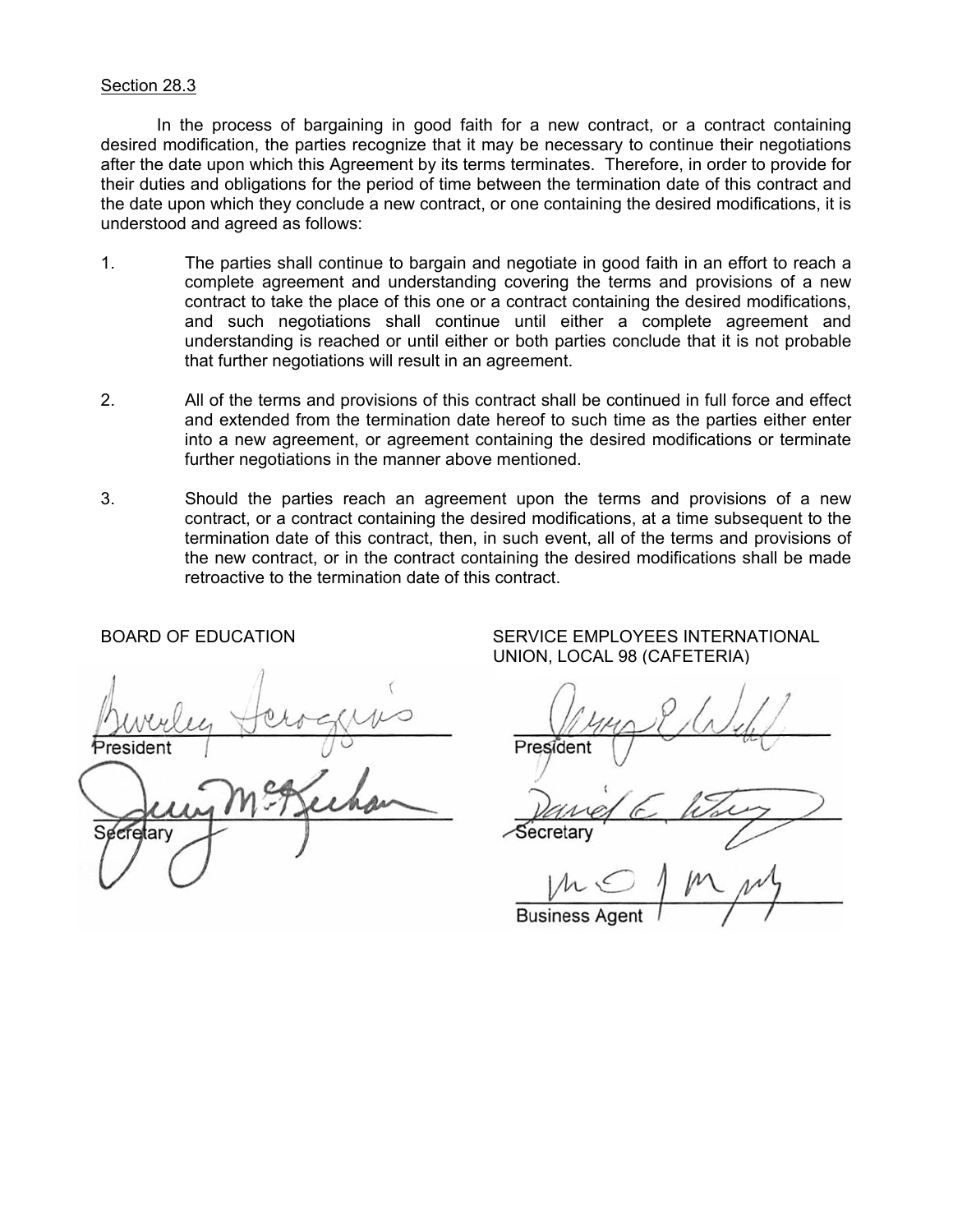Section 28.3

In the process of bargaining in good faith for a new contract, or a contract containing desired modification, the parties recognize that it may be necessary to continue their negotiations after the date upon which this Agreement by its terms terminates. Therefore, in order to provide for their duties and obligations for the period of time between the termination date of this contract and the date upon which they conclude a new contract, or one containing the desired modifications, it is understood and agreed as follows:

1. The parties shall continue to bargain and negotiate in good faith in an effort to reach a complete agreement and understanding covering the terms and provisions of a new contract to take the place of this one or a contract containing the desired modifications, and such negotiations shall continue until either a complete agreement and understanding is reached or until either or both parties conclude that it is not probable that further negotiations will result in an agreement.

2. All of the terms and provisions of this contract shall be continued in full force and effect and extended from the termination date hereof to such time as the parties either enter into a new agreement, or agreement containing the desired modifications or terminate further negotiations in the manner above mentioned.

3. Should the parties reach an agreement upon the terms and provisions of a new contract, or a contract containing the desired modifications, at a time subsequent to the termination date of this contract, then, in such event, all of the terms and provisions of the new contract, or in the contract containing the desired modifications shall be made retroactive to the termination date of this contract.

BOARD OF EDUCATION

Beverley Scroggins
President

Jerry McKechan
Secretary

SERVICE EMPLOYEES INTERNATIONAL UNION, LOCAL 98 (CAFETERIA)

President

Secretary

Business Agent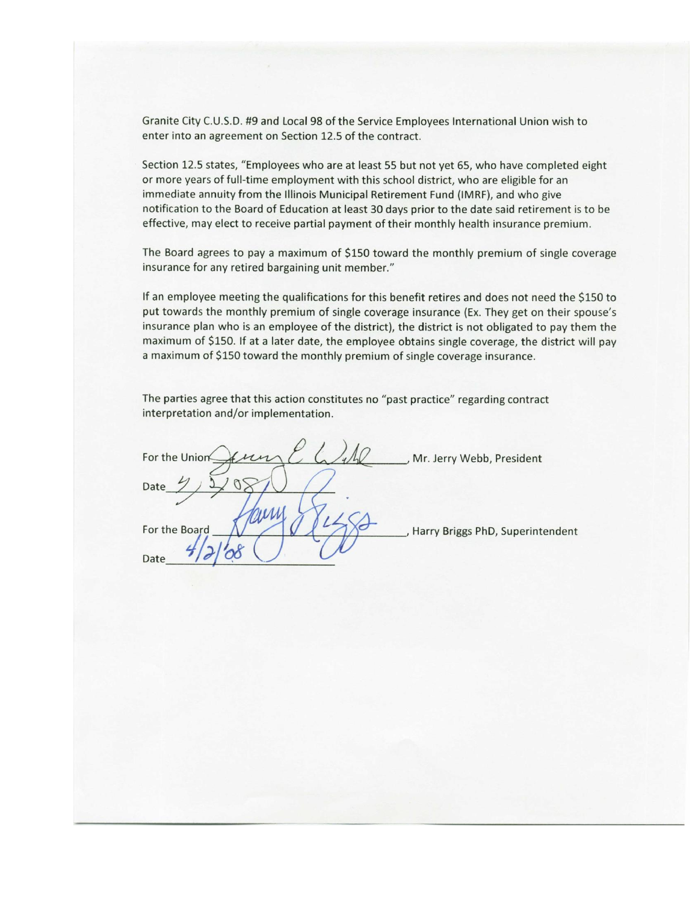Granite City C.U.S.D. #9 and Local 98 of the Service Employees International Union wish to enter into an agreement on Section 12.5 of the contract.

Section 12.5 states, "Employees who are at least 55 but not yet 65, who have completed eight or more years of full-time employment with this school district, who are eligible for an immediate annuity from the Illinois Municipal Retirement Fund (IMRF), and who give notification to the Board of Education at least 30 days prior to the date said retirement is to be effective, may elect to receive partial payment of their monthly health insurance premium.

The Board agrees to pay a maximum of $150 toward the monthly premium of single coverage insurance for any retired bargaining unit member."

If an employee meeting the qualifications for this benefit retires and does not need the $150 to put towards the monthly premium of single coverage insurance (Ex. They get on their spouse's insurance plan who is an employee of the district), the district is not obligated to pay them the maximum of $150. If at a later date, the employee obtains single coverage, the district will pay a maximum of $150 toward the monthly premium of single coverage insurance.

The parties agree that this action constitutes no "past practice" regarding contract interpretation and/or implementation.

For the Union *Jerry E. Webb*, Mr. Jerry Webb, President

Date *4/2/08*

For the Board *Harry Briggs*, Harry Briggs PhD, Superintendent

Date *4/2/08*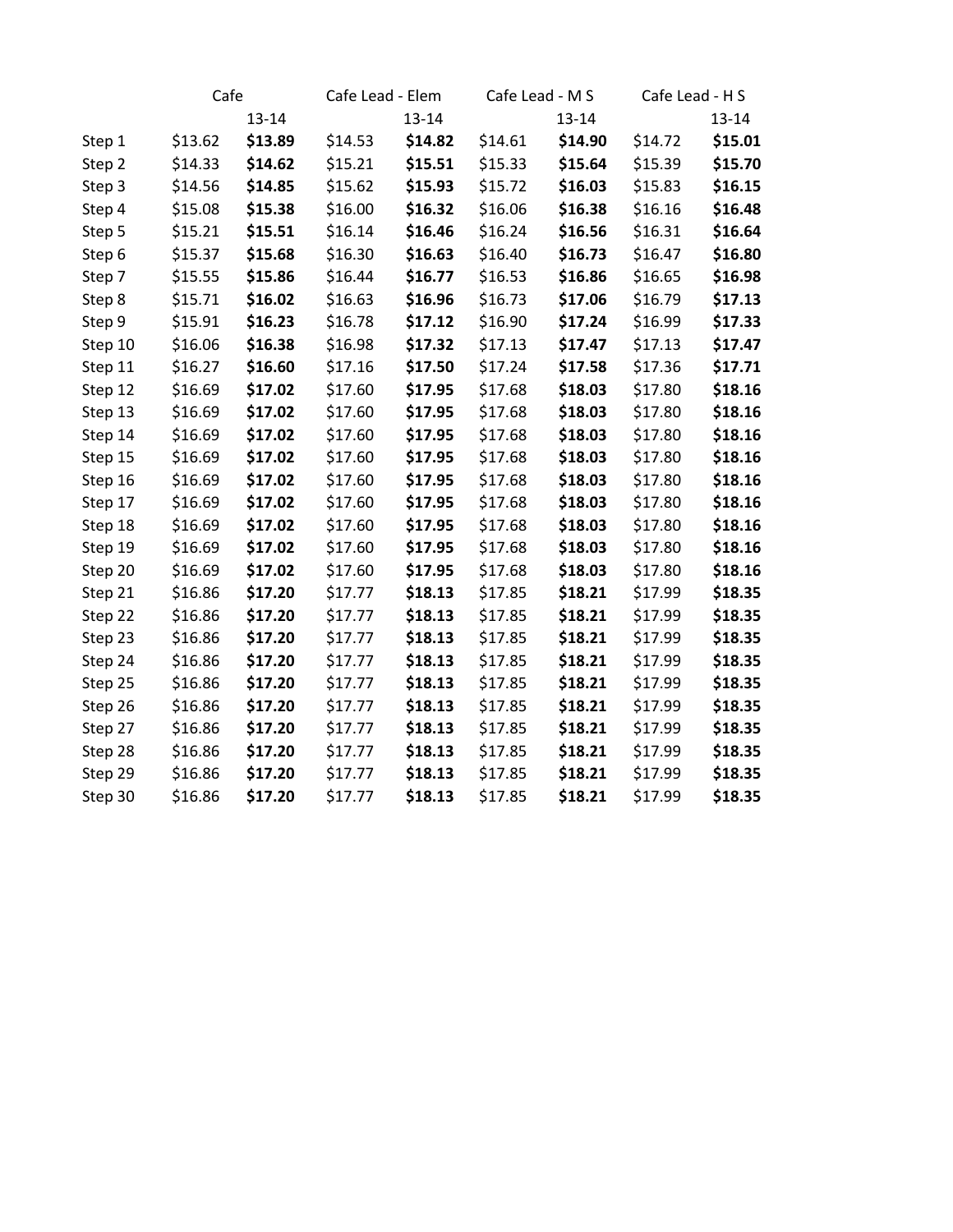| | Cafe | | Cafe Lead - Elem | | Cafe Lead - M S | | Cafe Lead - H S | |
|---|---|---|---|---|---|---|---|---|
| | | 13-14 | | 13-14 | | 13-14 | | 13-14 |
| Step 1 | $13.62 | **$13.89** | $14.53 | **$14.82** | $14.61 | **$14.90** | $14.72 | **$15.01** |
| Step 2 | $14.33 | **$14.62** | $15.21 | **$15.51** | $15.33 | **$15.64** | $15.39 | **$15.70** |
| Step 3 | $14.56 | **$14.85** | $15.62 | **$15.93** | $15.72 | **$16.03** | $15.83 | **$16.15** |
| Step 4 | $15.08 | **$15.38** | $16.00 | **$16.32** | $16.06 | **$16.38** | $16.16 | **$16.48** |
| Step 5 | $15.21 | **$15.51** | $16.14 | **$16.46** | $16.24 | **$16.56** | $16.31 | **$16.64** |
| Step 6 | $15.37 | **$15.68** | $16.30 | **$16.63** | $16.40 | **$16.73** | $16.47 | **$16.80** |
| Step 7 | $15.55 | **$15.86** | $16.44 | **$16.77** | $16.53 | **$16.86** | $16.65 | **$16.98** |
| Step 8 | $15.71 | **$16.02** | $16.63 | **$16.96** | $16.73 | **$17.06** | $16.79 | **$17.13** |
| Step 9 | $15.91 | **$16.23** | $16.78 | **$17.12** | $16.90 | **$17.24** | $16.99 | **$17.33** |
| Step 10 | $16.06 | **$16.38** | $16.98 | **$17.32** | $17.13 | **$17.47** | $17.13 | **$17.47** |
| Step 11 | $16.27 | **$16.60** | $17.16 | **$17.50** | $17.24 | **$17.58** | $17.36 | **$17.71** |
| Step 12 | $16.69 | **$17.02** | $17.60 | **$17.95** | $17.68 | **$18.03** | $17.80 | **$18.16** |
| Step 13 | $16.69 | **$17.02** | $17.60 | **$17.95** | $17.68 | **$18.03** | $17.80 | **$18.16** |
| Step 14 | $16.69 | **$17.02** | $17.60 | **$17.95** | $17.68 | **$18.03** | $17.80 | **$18.16** |
| Step 15 | $16.69 | **$17.02** | $17.60 | **$17.95** | $17.68 | **$18.03** | $17.80 | **$18.16** |
| Step 16 | $16.69 | **$17.02** | $17.60 | **$17.95** | $17.68 | **$18.03** | $17.80 | **$18.16** |
| Step 17 | $16.69 | **$17.02** | $17.60 | **$17.95** | $17.68 | **$18.03** | $17.80 | **$18.16** |
| Step 18 | $16.69 | **$17.02** | $17.60 | **$17.95** | $17.68 | **$18.03** | $17.80 | **$18.16** |
| Step 19 | $16.69 | **$17.02** | $17.60 | **$17.95** | $17.68 | **$18.03** | $17.80 | **$18.16** |
| Step 20 | $16.69 | **$17.02** | $17.60 | **$17.95** | $17.68 | **$18.03** | $17.80 | **$18.16** |
| Step 21 | $16.86 | **$17.20** | $17.77 | **$18.13** | $17.85 | **$18.21** | $17.99 | **$18.35** |
| Step 22 | $16.86 | **$17.20** | $17.77 | **$18.13** | $17.85 | **$18.21** | $17.99 | **$18.35** |
| Step 23 | $16.86 | **$17.20** | $17.77 | **$18.13** | $17.85 | **$18.21** | $17.99 | **$18.35** |
| Step 24 | $16.86 | **$17.20** | $17.77 | **$18.13** | $17.85 | **$18.21** | $17.99 | **$18.35** |
| Step 25 | $16.86 | **$17.20** | $17.77 | **$18.13** | $17.85 | **$18.21** | $17.99 | **$18.35** |
| Step 26 | $16.86 | **$17.20** | $17.77 | **$18.13** | $17.85 | **$18.21** | $17.99 | **$18.35** |
| Step 27 | $16.86 | **$17.20** | $17.77 | **$18.13** | $17.85 | **$18.21** | $17.99 | **$18.35** |
| Step 28 | $16.86 | **$17.20** | $17.77 | **$18.13** | $17.85 | **$18.21** | $17.99 | **$18.35** |
| Step 29 | $16.86 | **$17.20** | $17.77 | **$18.13** | $17.85 | **$18.21** | $17.99 | **$18.35** |
| Step 30 | $16.86 | **$17.20** | $17.77 | **$18.13** | $17.85 | **$18.21** | $17.99 | **$18.35** |